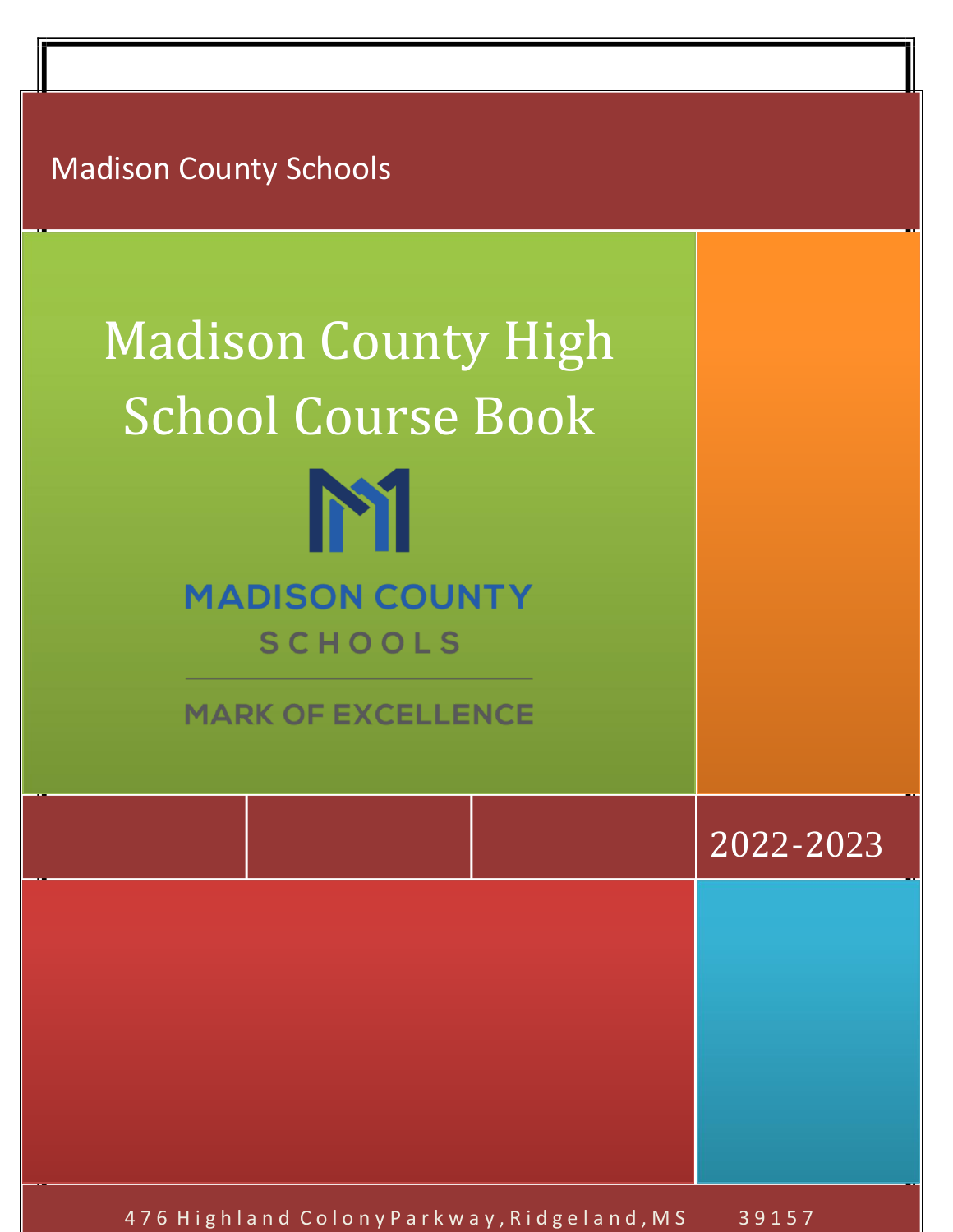Madison County Schools

# Madison County High School Course Book

MADISON COUNTY SCHOOLS

MARK OF EXCELLENCE

2022-2023

476 Highland Colony Parkway, Ridgeland, MS 39157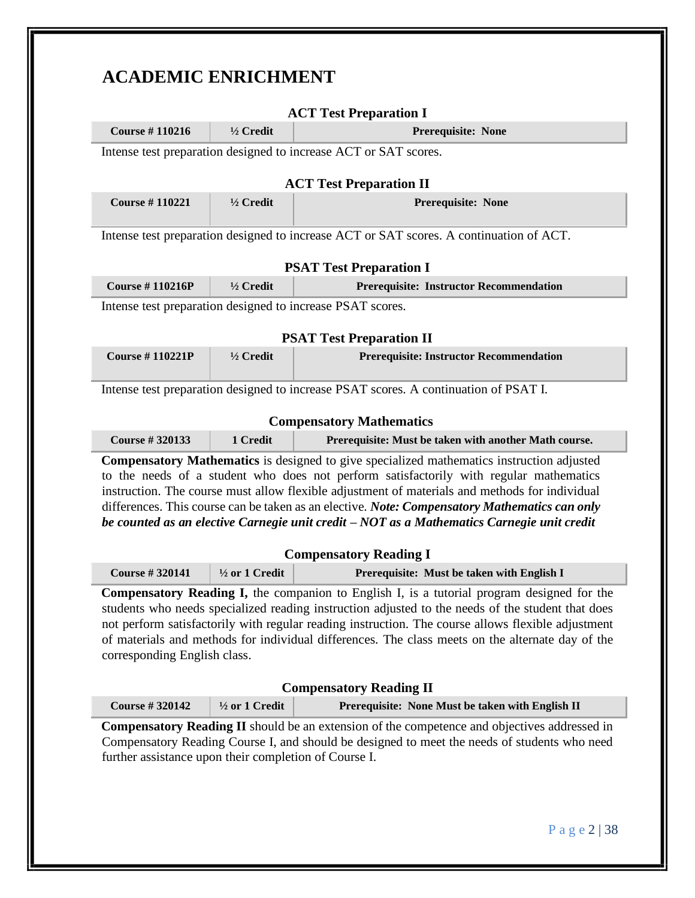# ACADEMIC ENRICHMENT

### ACT Test Preparation I

| Course # 110216 | ½ Credit | Prerequisite: None |
|---|---|---|

Intense test preparation designed to increase ACT or SAT scores.

### ACT Test Preparation II

| Course # 110221 | ½ Credit | Prerequisite: None |
|---|---|---|

Intense test preparation designed to increase ACT or SAT scores. A continuation of ACT.

### PSAT Test Preparation I

| Course # 110216P | ½ Credit | Prerequisite: Instructor Recommendation |
|---|---|---|

Intense test preparation designed to increase PSAT scores.

### PSAT Test Preparation II

| Course # 110221P | ½ Credit | Prerequisite: Instructor Recommendation |
|---|---|---|

Intense test preparation designed to increase PSAT scores. A continuation of PSAT I.

### Compensatory Mathematics

| Course # 320133 | 1 Credit | Prerequisite: Must be taken with another Math course. |
|---|---|---|

**Compensatory Mathematics** is designed to give specialized mathematics instruction adjusted to the needs of a student who does not perform satisfactorily with regular mathematics instruction. The course must allow flexible adjustment of materials and methods for individual differences. This course can be taken as an elective. ***Note: Compensatory Mathematics can only be counted as an elective Carnegie unit credit – NOT as a Mathematics Carnegie unit credit***

### Compensatory Reading I

| Course # 320141 | ½ or 1 Credit | Prerequisite: Must be taken with English I |
|---|---|---|

**Compensatory Reading I,** the companion to English I, is a tutorial program designed for the students who needs specialized reading instruction adjusted to the needs of the student that does not perform satisfactorily with regular reading instruction. The course allows flexible adjustment of materials and methods for individual differences. The class meets on the alternate day of the corresponding English class.

### Compensatory Reading II

| Course # 320142 | ½ or 1 Credit | Prerequisite: None Must be taken with English II |
|---|---|---|

**Compensatory Reading II** should be an extension of the competence and objectives addressed in Compensatory Reading Course I, and should be designed to meet the needs of students who need further assistance upon their completion of Course I.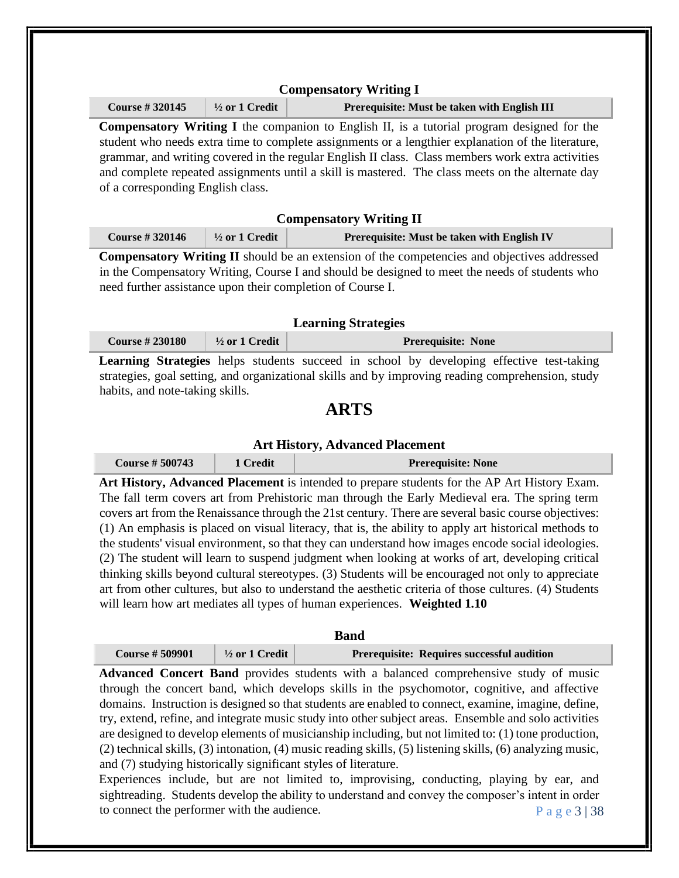### Compensatory Writing I

| Course # 320145 | ½ or 1 Credit | Prerequisite: Must be taken with English III |
|---|---|---|

**Compensatory Writing I** the companion to English II, is a tutorial program designed for the student who needs extra time to complete assignments or a lengthier explanation of the literature, grammar, and writing covered in the regular English II class. Class members work extra activities and complete repeated assignments until a skill is mastered. The class meets on the alternate day of a corresponding English class.

### Compensatory Writing II

| Course # 320146 | ½ or 1 Credit | Prerequisite: Must be taken with English IV |
|---|---|---|

**Compensatory Writing II** should be an extension of the competencies and objectives addressed in the Compensatory Writing, Course I and should be designed to meet the needs of students who need further assistance upon their completion of Course I.

### Learning Strategies

| Course # 230180 | ½ or 1 Credit | Prerequisite: None |
|---|---|---|

**Learning Strategies** helps students succeed in school by developing effective test-taking strategies, goal setting, and organizational skills and by improving reading comprehension, study habits, and note-taking skills.

## ARTS

### Art History, Advanced Placement

| Course # 500743 | 1 Credit | Prerequisite: None |
|---|---|---|

**Art History, Advanced Placement** is intended to prepare students for the AP Art History Exam. The fall term covers art from Prehistoric man through the Early Medieval era. The spring term covers art from the Renaissance through the 21st century. There are several basic course objectives: (1) An emphasis is placed on visual literacy, that is, the ability to apply art historical methods to the students' visual environment, so that they can understand how images encode social ideologies. (2) The student will learn to suspend judgment when looking at works of art, developing critical thinking skills beyond cultural stereotypes. (3) Students will be encouraged not only to appreciate art from other cultures, but also to understand the aesthetic criteria of those cultures. (4) Students will learn how art mediates all types of human experiences. **Weighted 1.10**

### Band

| Course # 509901 | ½ or 1 Credit | Prerequisite: Requires successful audition |
|---|---|---|

**Advanced Concert Band** provides students with a balanced comprehensive study of music through the concert band, which develops skills in the psychomotor, cognitive, and affective domains. Instruction is designed so that students are enabled to connect, examine, imagine, define, try, extend, refine, and integrate music study into other subject areas. Ensemble and solo activities are designed to develop elements of musicianship including, but not limited to: (1) tone production, (2) technical skills, (3) intonation, (4) music reading skills, (5) listening skills, (6) analyzing music, and (7) studying historically significant styles of literature.

Experiences include, but are not limited to, improvising, conducting, playing by ear, and sightreading. Students develop the ability to understand and convey the composer's intent in order to connect the performer with the audience.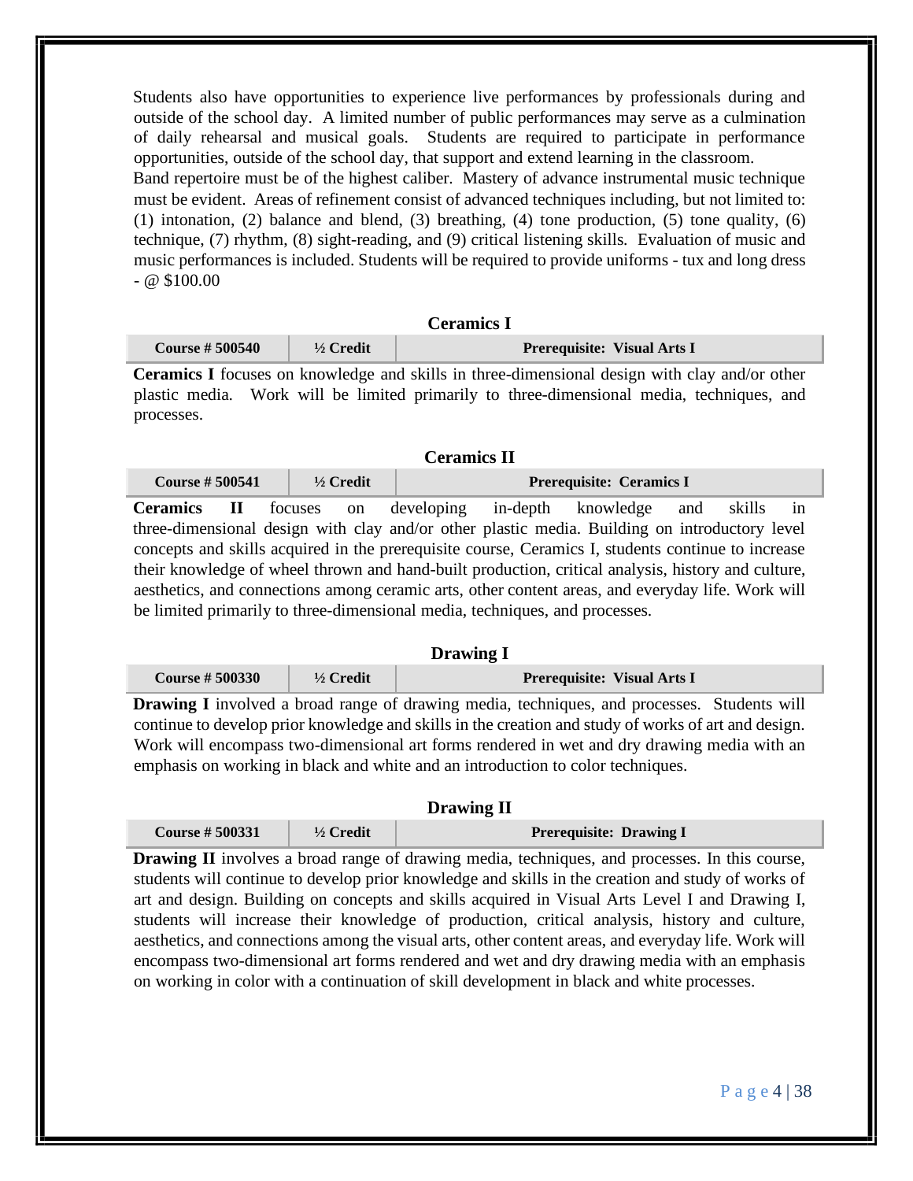Students also have opportunities to experience live performances by professionals during and outside of the school day. A limited number of public performances may serve as a culmination of daily rehearsal and musical goals. Students are required to participate in performance opportunities, outside of the school day, that support and extend learning in the classroom.
Band repertoire must be of the highest caliber. Mastery of advance instrumental music technique must be evident. Areas of refinement consist of advanced techniques including, but not limited to: (1) intonation, (2) balance and blend, (3) breathing, (4) tone production, (5) tone quality, (6) technique, (7) rhythm, (8) sight-reading, and (9) critical listening skills. Evaluation of music and music performances is included. Students will be required to provide uniforms - tux and long dress - @ $100.00

### Ceramics I

| Course # 500540 | ½ Credit | Prerequisite: Visual Arts I |
|---|---|---|

**Ceramics I** focuses on knowledge and skills in three-dimensional design with clay and/or other plastic media. Work will be limited primarily to three-dimensional media, techniques, and processes.

### Ceramics II

| Course # 500541 | ½ Credit | Prerequisite: Ceramics I |
|---|---|---|

**Ceramics II** focuses on developing in-depth knowledge and skills in three-dimensional design with clay and/or other plastic media. Building on introductory level concepts and skills acquired in the prerequisite course, Ceramics I, students continue to increase their knowledge of wheel thrown and hand-built production, critical analysis, history and culture, aesthetics, and connections among ceramic arts, other content areas, and everyday life. Work will be limited primarily to three-dimensional media, techniques, and processes.

### Drawing I

| Course # 500330 | ½ Credit | Prerequisite: Visual Arts I |
|---|---|---|

**Drawing I** involved a broad range of drawing media, techniques, and processes. Students will continue to develop prior knowledge and skills in the creation and study of works of art and design. Work will encompass two-dimensional art forms rendered in wet and dry drawing media with an emphasis on working in black and white and an introduction to color techniques.

### Drawing II

| Course # 500331 | ½ Credit | Prerequisite: Drawing I |
|---|---|---|

**Drawing II** involves a broad range of drawing media, techniques, and processes. In this course, students will continue to develop prior knowledge and skills in the creation and study of works of art and design. Building on concepts and skills acquired in Visual Arts Level I and Drawing I, students will increase their knowledge of production, critical analysis, history and culture, aesthetics, and connections among the visual arts, other content areas, and everyday life. Work will encompass two-dimensional art forms rendered and wet and dry drawing media with an emphasis on working in color with a continuation of skill development in black and white processes.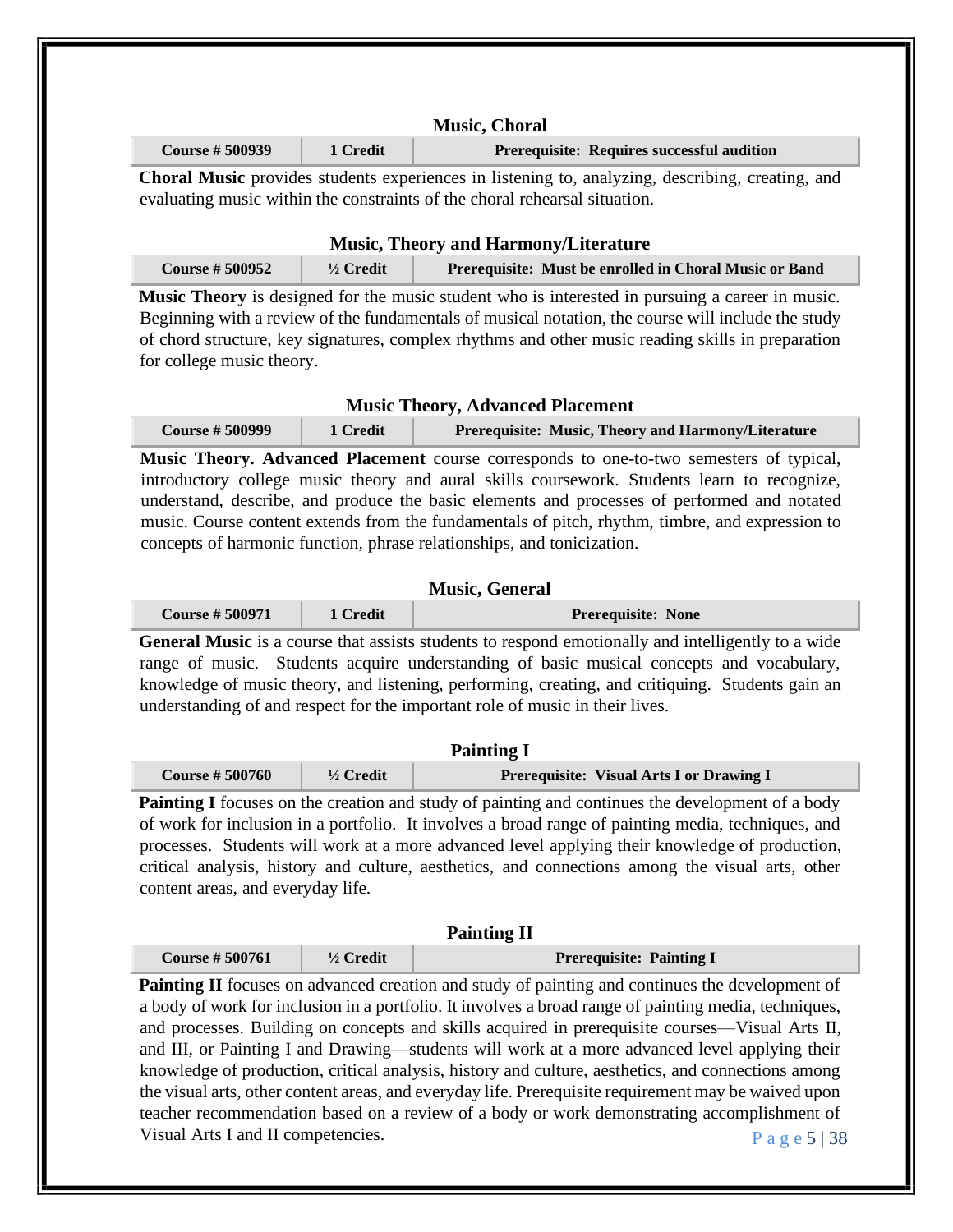### Music, Choral

| Course # 500939 | 1 Credit | Prerequisite: Requires successful audition |
|---|---|---|

**Choral Music** provides students experiences in listening to, analyzing, describing, creating, and evaluating music within the constraints of the choral rehearsal situation.

### Music, Theory and Harmony/Literature

| Course # 500952 | ½ Credit | Prerequisite: Must be enrolled in Choral Music or Band |
|---|---|---|

**Music Theory** is designed for the music student who is interested in pursuing a career in music. Beginning with a review of the fundamentals of musical notation, the course will include the study of chord structure, key signatures, complex rhythms and other music reading skills in preparation for college music theory.

### Music Theory, Advanced Placement

| Course # 500999 | 1 Credit | Prerequisite: Music, Theory and Harmony/Literature |
|---|---|---|

**Music Theory. Advanced Placement** course corresponds to one-to-two semesters of typical, introductory college music theory and aural skills coursework. Students learn to recognize, understand, describe, and produce the basic elements and processes of performed and notated music. Course content extends from the fundamentals of pitch, rhythm, timbre, and expression to concepts of harmonic function, phrase relationships, and tonicization.

### Music, General

| Course # 500971 | 1 Credit | Prerequisite: None |
|---|---|---|

**General Music** is a course that assists students to respond emotionally and intelligently to a wide range of music. Students acquire understanding of basic musical concepts and vocabulary, knowledge of music theory, and listening, performing, creating, and critiquing. Students gain an understanding of and respect for the important role of music in their lives.

### Painting I

| Course # 500760 | ½ Credit | Prerequisite: Visual Arts I or Drawing I |
|---|---|---|

**Painting I** focuses on the creation and study of painting and continues the development of a body of work for inclusion in a portfolio. It involves a broad range of painting media, techniques, and processes. Students will work at a more advanced level applying their knowledge of production, critical analysis, history and culture, aesthetics, and connections among the visual arts, other content areas, and everyday life.

### Painting II

| Course # 500761 | ½ Credit | Prerequisite: Painting I |
|---|---|---|

**Painting II** focuses on advanced creation and study of painting and continues the development of a body of work for inclusion in a portfolio. It involves a broad range of painting media, techniques, and processes. Building on concepts and skills acquired in prerequisite courses—Visual Arts II, and III, or Painting I and Drawing—students will work at a more advanced level applying their knowledge of production, critical analysis, history and culture, aesthetics, and connections among the visual arts, other content areas, and everyday life. Prerequisite requirement may be waived upon teacher recommendation based on a review of a body or work demonstrating accomplishment of Visual Arts I and II competencies.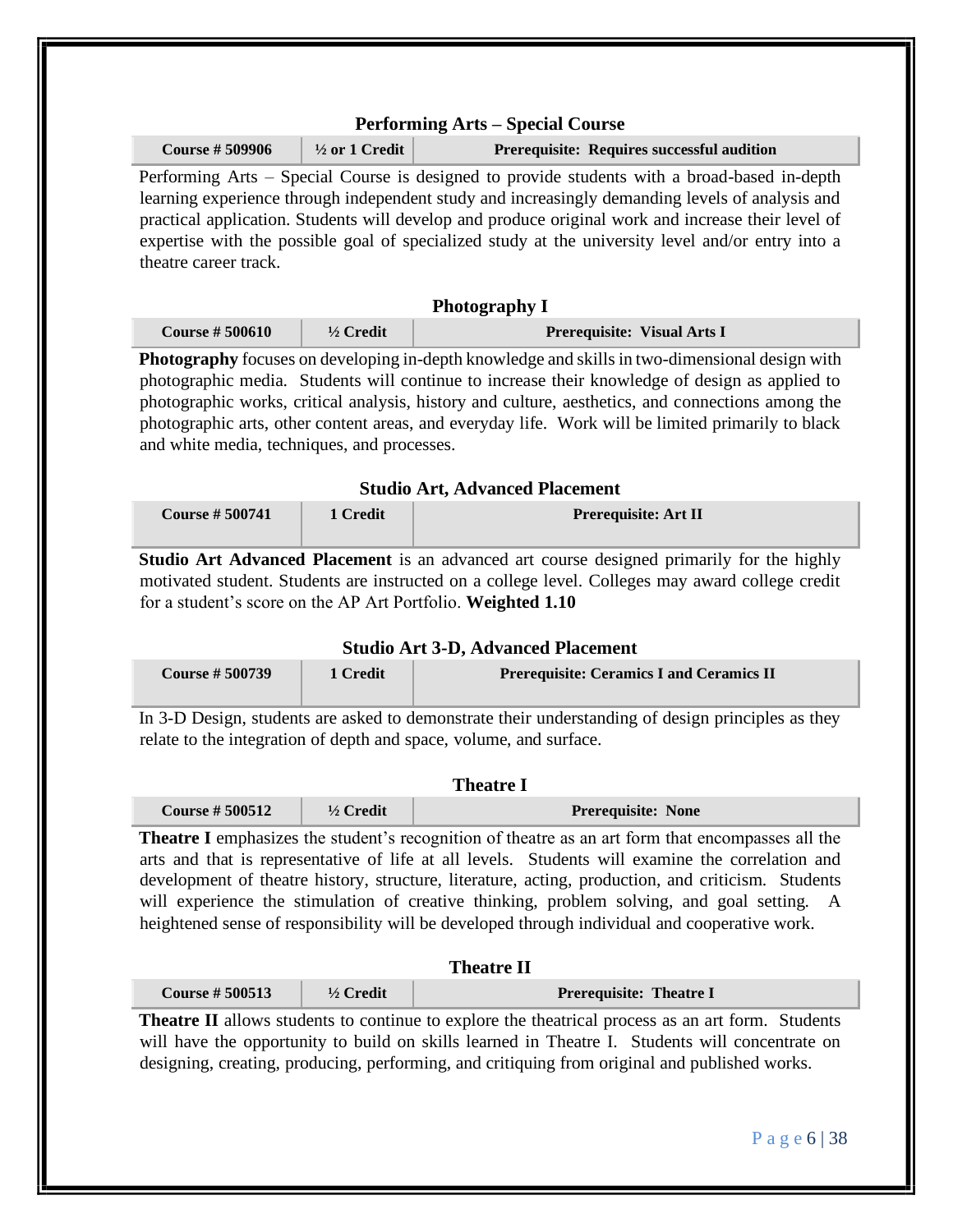### Performing Arts – Special Course

| Course # 509906 | ½ or 1 Credit | Prerequisite: Requires successful audition |
|---|---|---|

Performing Arts – Special Course is designed to provide students with a broad-based in-depth learning experience through independent study and increasingly demanding levels of analysis and practical application. Students will develop and produce original work and increase their level of expertise with the possible goal of specialized study at the university level and/or entry into a theatre career track.

### Photography I

| Course # 500610 | ½ Credit | Prerequisite: Visual Arts I |
|---|---|---|

**Photography** focuses on developing in-depth knowledge and skills in two-dimensional design with photographic media. Students will continue to increase their knowledge of design as applied to photographic works, critical analysis, history and culture, aesthetics, and connections among the photographic arts, other content areas, and everyday life. Work will be limited primarily to black and white media, techniques, and processes.

### Studio Art, Advanced Placement

| Course # 500741 | 1 Credit | Prerequisite: Art II |
|---|---|---|

**Studio Art Advanced Placement** is an advanced art course designed primarily for the highly motivated student. Students are instructed on a college level. Colleges may award college credit for a student's score on the AP Art Portfolio. **Weighted 1.10**

### Studio Art 3-D, Advanced Placement

| Course # 500739 | 1 Credit | Prerequisite: Ceramics I and Ceramics II |
|---|---|---|

In 3-D Design, students are asked to demonstrate their understanding of design principles as they relate to the integration of depth and space, volume, and surface.

### Theatre I

| Course # 500512 | ½ Credit | Prerequisite: None |
|---|---|---|

**Theatre I** emphasizes the student's recognition of theatre as an art form that encompasses all the arts and that is representative of life at all levels. Students will examine the correlation and development of theatre history, structure, literature, acting, production, and criticism. Students will experience the stimulation of creative thinking, problem solving, and goal setting. A heightened sense of responsibility will be developed through individual and cooperative work.

### Theatre II

| Course # 500513 | ½ Credit | Prerequisite: Theatre I |
|---|---|---|

**Theatre II** allows students to continue to explore the theatrical process as an art form. Students will have the opportunity to build on skills learned in Theatre I. Students will concentrate on designing, creating, producing, performing, and critiquing from original and published works.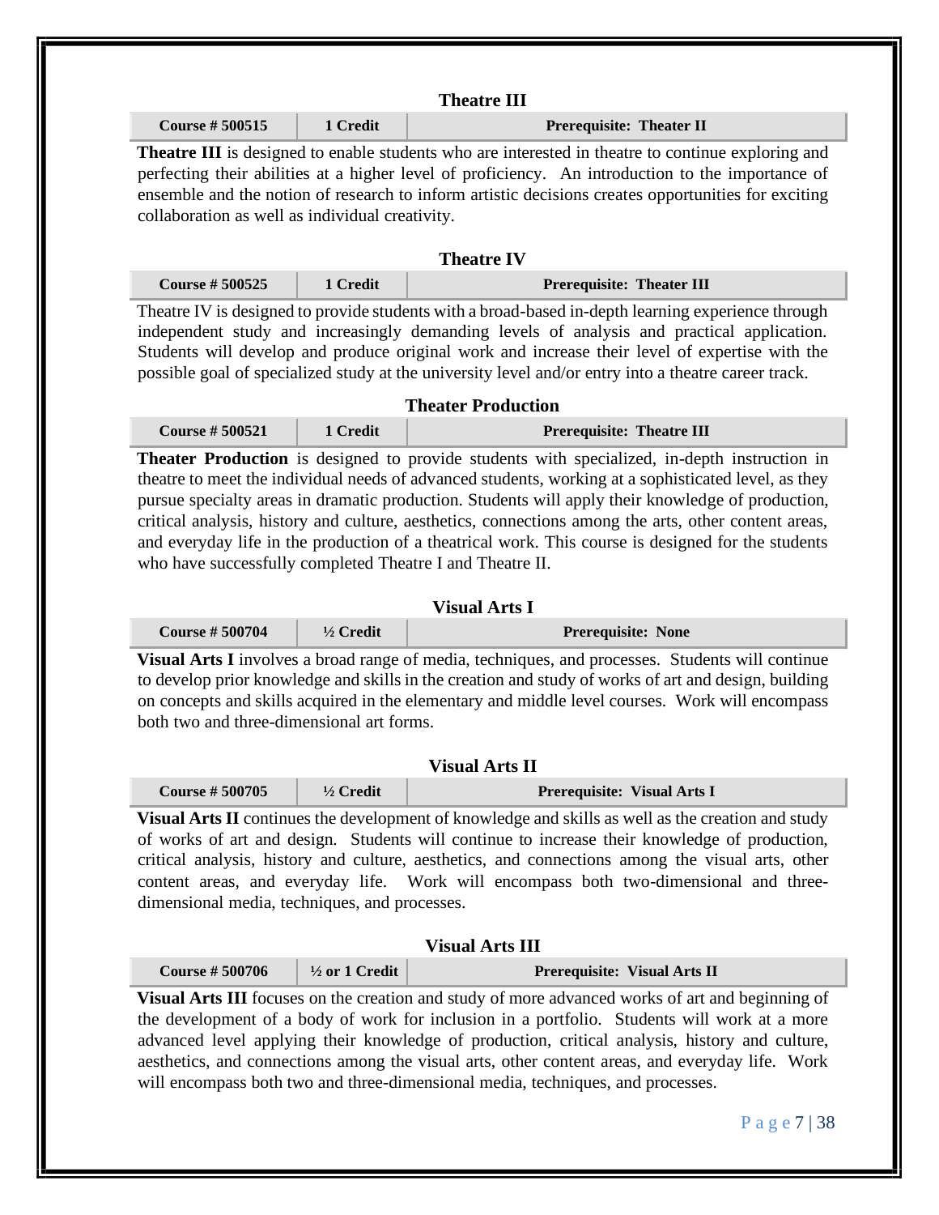### Theatre III

| Course # 500515 | 1 Credit | Prerequisite: Theater II |
|---|---|---|

**Theatre III** is designed to enable students who are interested in theatre to continue exploring and perfecting their abilities at a higher level of proficiency. An introduction to the importance of ensemble and the notion of research to inform artistic decisions creates opportunities for exciting collaboration as well as individual creativity.

### Theatre IV

| Course # 500525 | 1 Credit | Prerequisite: Theater III |
|---|---|---|

Theatre IV is designed to provide students with a broad-based in-depth learning experience through independent study and increasingly demanding levels of analysis and practical application. Students will develop and produce original work and increase their level of expertise with the possible goal of specialized study at the university level and/or entry into a theatre career track.

### Theater Production

| Course # 500521 | 1 Credit | Prerequisite: Theatre III |
|---|---|---|

**Theater Production** is designed to provide students with specialized, in-depth instruction in theatre to meet the individual needs of advanced students, working at a sophisticated level, as they pursue specialty areas in dramatic production. Students will apply their knowledge of production, critical analysis, history and culture, aesthetics, connections among the arts, other content areas, and everyday life in the production of a theatrical work. This course is designed for the students who have successfully completed Theatre I and Theatre II.

### Visual Arts I

| Course # 500704 | ½ Credit | Prerequisite: None |
|---|---|---|

**Visual Arts I** involves a broad range of media, techniques, and processes. Students will continue to develop prior knowledge and skills in the creation and study of works of art and design, building on concepts and skills acquired in the elementary and middle level courses. Work will encompass both two and three-dimensional art forms.

### Visual Arts II

| Course # 500705 | ½ Credit | Prerequisite: Visual Arts I |
|---|---|---|

**Visual Arts II** continues the development of knowledge and skills as well as the creation and study of works of art and design. Students will continue to increase their knowledge of production, critical analysis, history and culture, aesthetics, and connections among the visual arts, other content areas, and everyday life. Work will encompass both two-dimensional and three-dimensional media, techniques, and processes.

### Visual Arts III

| Course # 500706 | ½ or 1 Credit | Prerequisite: Visual Arts II |
|---|---|---|

**Visual Arts III** focuses on the creation and study of more advanced works of art and beginning of the development of a body of work for inclusion in a portfolio. Students will work at a more advanced level applying their knowledge of production, critical analysis, history and culture, aesthetics, and connections among the visual arts, other content areas, and everyday life. Work will encompass both two and three-dimensional media, techniques, and processes.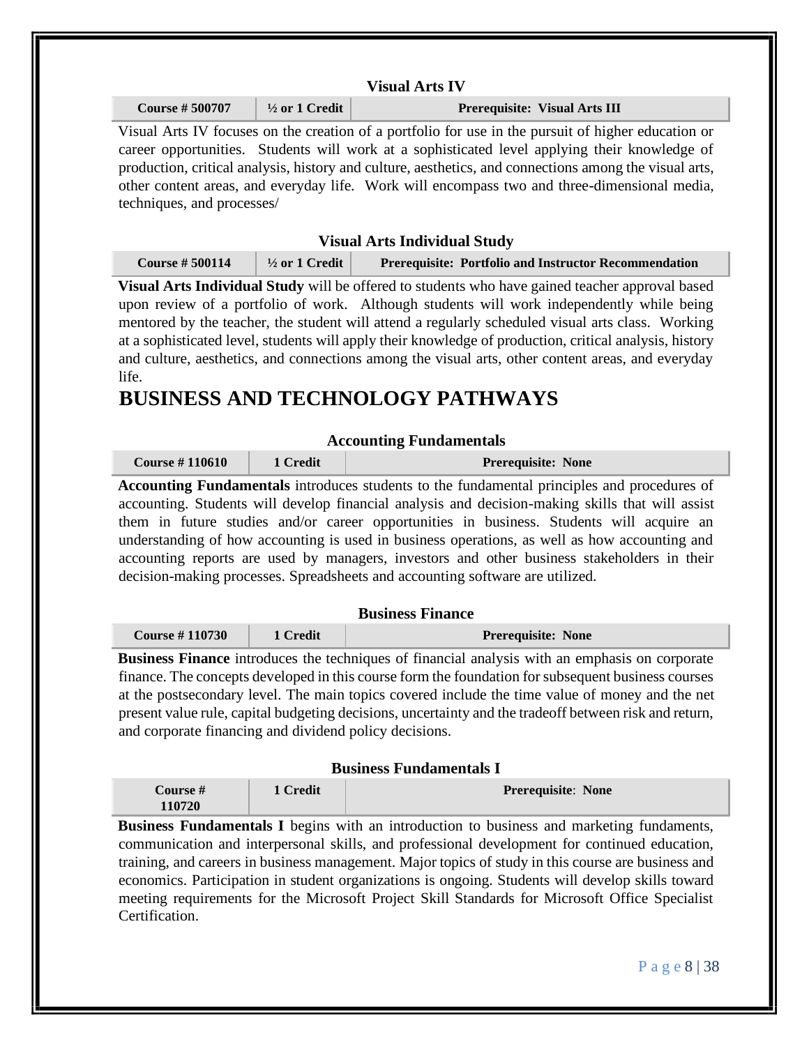### Visual Arts IV

| Course # 500707 | ½ or 1 Credit | Prerequisite: Visual Arts III |
| --- | --- | --- |

Visual Arts IV focuses on the creation of a portfolio for use in the pursuit of higher education or career opportunities. Students will work at a sophisticated level applying their knowledge of production, critical analysis, history and culture, aesthetics, and connections among the visual arts, other content areas, and everyday life. Work will encompass two and three-dimensional media, techniques, and processes/

### Visual Arts Individual Study

| Course # 500114 | ½ or 1 Credit | Prerequisite: Portfolio and Instructor Recommendation |
| --- | --- | --- |

**Visual Arts Individual Study** will be offered to students who have gained teacher approval based upon review of a portfolio of work. Although students will work independently while being mentored by the teacher, the student will attend a regularly scheduled visual arts class. Working at a sophisticated level, students will apply their knowledge of production, critical analysis, history and culture, aesthetics, and connections among the visual arts, other content areas, and everyday life.

# BUSINESS AND TECHNOLOGY PATHWAYS

### Accounting Fundamentals

| Course # 110610 | 1 Credit | Prerequisite: None |
| --- | --- | --- |

**Accounting Fundamentals** introduces students to the fundamental principles and procedures of accounting. Students will develop financial analysis and decision-making skills that will assist them in future studies and/or career opportunities in business. Students will acquire an understanding of how accounting is used in business operations, as well as how accounting and accounting reports are used by managers, investors and other business stakeholders in their decision-making processes. Spreadsheets and accounting software are utilized.

### Business Finance

| Course # 110730 | 1 Credit | Prerequisite: None |
| --- | --- | --- |

**Business Finance** introduces the techniques of financial analysis with an emphasis on corporate finance. The concepts developed in this course form the foundation for subsequent business courses at the postsecondary level. The main topics covered include the time value of money and the net present value rule, capital budgeting decisions, uncertainty and the tradeoff between risk and return, and corporate financing and dividend policy decisions.

### Business Fundamentals I

| Course # 110720 | 1 Credit | Prerequisite: None |
| --- | --- | --- |

**Business Fundamentals I** begins with an introduction to business and marketing fundaments, communication and interpersonal skills, and professional development for continued education, training, and careers in business management. Major topics of study in this course are business and economics. Participation in student organizations is ongoing. Students will develop skills toward meeting requirements for the Microsoft Project Skill Standards for Microsoft Office Specialist Certification.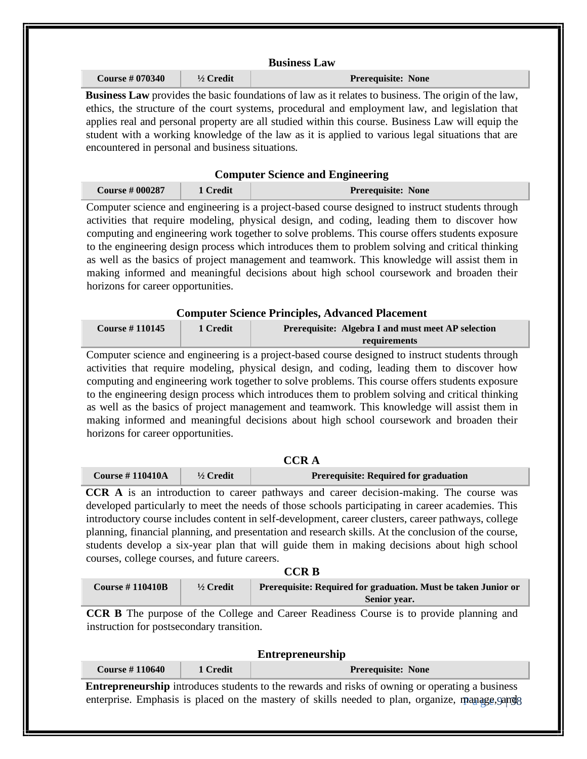### Business Law

| Course # 070340 | ½ Credit | Prerequisite: None |
|---|---|---|

**Business Law** provides the basic foundations of law as it relates to business. The origin of the law, ethics, the structure of the court systems, procedural and employment law, and legislation that applies real and personal property are all studied within this course. Business Law will equip the student with a working knowledge of the law as it is applied to various legal situations that are encountered in personal and business situations.

### Computer Science and Engineering

| Course # 000287 | 1 Credit | Prerequisite: None |
|---|---|---|

Computer science and engineering is a project-based course designed to instruct students through activities that require modeling, physical design, and coding, leading them to discover how computing and engineering work together to solve problems. This course offers students exposure to the engineering design process which introduces them to problem solving and critical thinking as well as the basics of project management and teamwork. This knowledge will assist them in making informed and meaningful decisions about high school coursework and broaden their horizons for career opportunities.

### Computer Science Principles, Advanced Placement

| Course # 110145 | 1 Credit | Prerequisite: Algebra I and must meet AP selection requirements |
|---|---|---|

Computer science and engineering is a project-based course designed to instruct students through activities that require modeling, physical design, and coding, leading them to discover how computing and engineering work together to solve problems. This course offers students exposure to the engineering design process which introduces them to problem solving and critical thinking as well as the basics of project management and teamwork. This knowledge will assist them in making informed and meaningful decisions about high school coursework and broaden their horizons for career opportunities.

### CCR A

| Course # 110410A | ½ Credit | Prerequisite: Required for graduation |
|---|---|---|

**CCR A** is an introduction to career pathways and career decision-making. The course was developed particularly to meet the needs of those schools participating in career academies. This introductory course includes content in self-development, career clusters, career pathways, college planning, financial planning, and presentation and research skills. At the conclusion of the course, students develop a six-year plan that will guide them in making decisions about high school courses, college courses, and future careers.

### CCR B

| Course # 110410B | ½ Credit | Prerequisite: Required for graduation. Must be taken Junior or Senior year. |
|---|---|---|

**CCR B** The purpose of the College and Career Readiness Course is to provide planning and instruction for postsecondary transition.

### Entrepreneurship

| Course # 110640 | 1 Credit | Prerequisite: None |
|---|---|---|

**Entrepreneurship** introduces students to the rewards and risks of owning or operating a business enterprise. Emphasis is placed on the mastery of skills needed to plan, organize, manage, and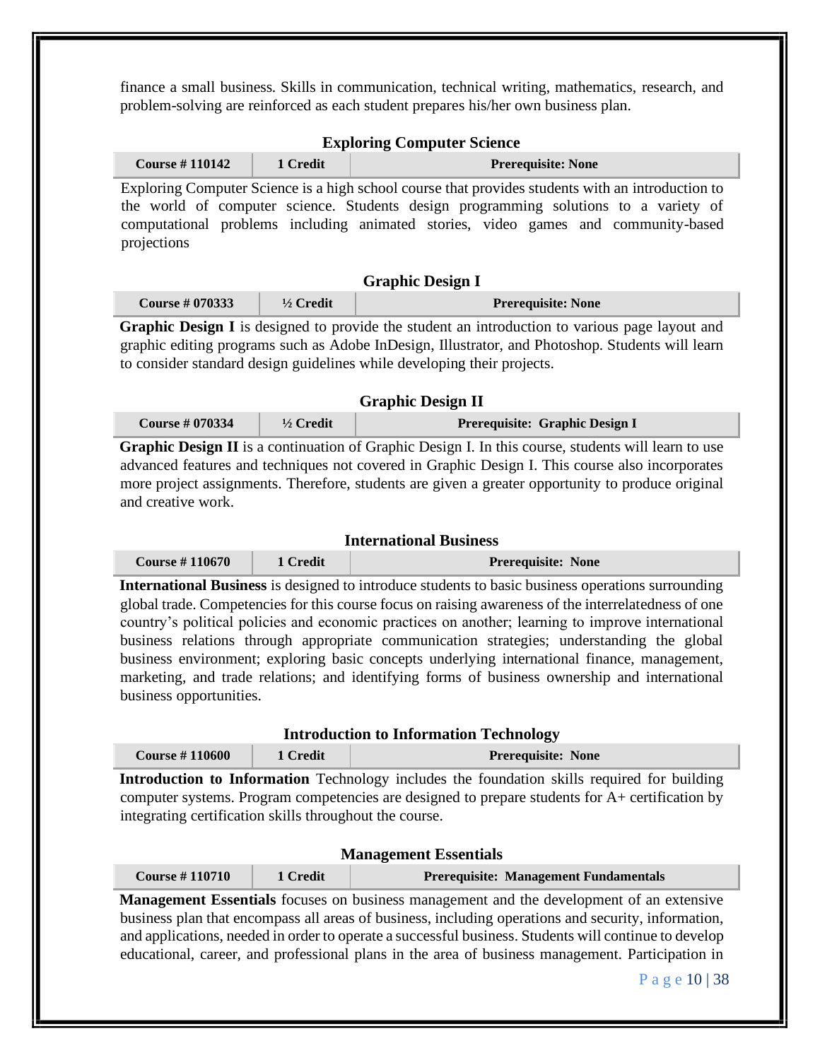finance a small business. Skills in communication, technical writing, mathematics, research, and problem-solving are reinforced as each student prepares his/her own business plan.

### Exploring Computer Science

| Course # 110142 | 1 Credit | Prerequisite: None |
|---|---|---|

Exploring Computer Science is a high school course that provides students with an introduction to the world of computer science. Students design programming solutions to a variety of computational problems including animated stories, video games and community-based projections

### Graphic Design I

| Course # 070333 | ½ Credit | Prerequisite: None |
|---|---|---|

**Graphic Design I** is designed to provide the student an introduction to various page layout and graphic editing programs such as Adobe InDesign, Illustrator, and Photoshop. Students will learn to consider standard design guidelines while developing their projects.

### Graphic Design II

| Course # 070334 | ½ Credit | Prerequisite: Graphic Design I |
|---|---|---|

**Graphic Design II** is a continuation of Graphic Design I. In this course, students will learn to use advanced features and techniques not covered in Graphic Design I. This course also incorporates more project assignments. Therefore, students are given a greater opportunity to produce original and creative work.

### International Business

| Course # 110670 | 1 Credit | Prerequisite: None |
|---|---|---|

**International Business** is designed to introduce students to basic business operations surrounding global trade. Competencies for this course focus on raising awareness of the interrelatedness of one country's political policies and economic practices on another; learning to improve international business relations through appropriate communication strategies; understanding the global business environment; exploring basic concepts underlying international finance, management, marketing, and trade relations; and identifying forms of business ownership and international business opportunities.

### Introduction to Information Technology

| Course # 110600 | 1 Credit | Prerequisite: None |
|---|---|---|

**Introduction to Information** Technology includes the foundation skills required for building computer systems. Program competencies are designed to prepare students for A+ certification by integrating certification skills throughout the course.

### Management Essentials

| Course # 110710 | 1 Credit | Prerequisite: Management Fundamentals |
|---|---|---|

**Management Essentials** focuses on business management and the development of an extensive business plan that encompass all areas of business, including operations and security, information, and applications, needed in order to operate a successful business. Students will continue to develop educational, career, and professional plans in the area of business management. Participation in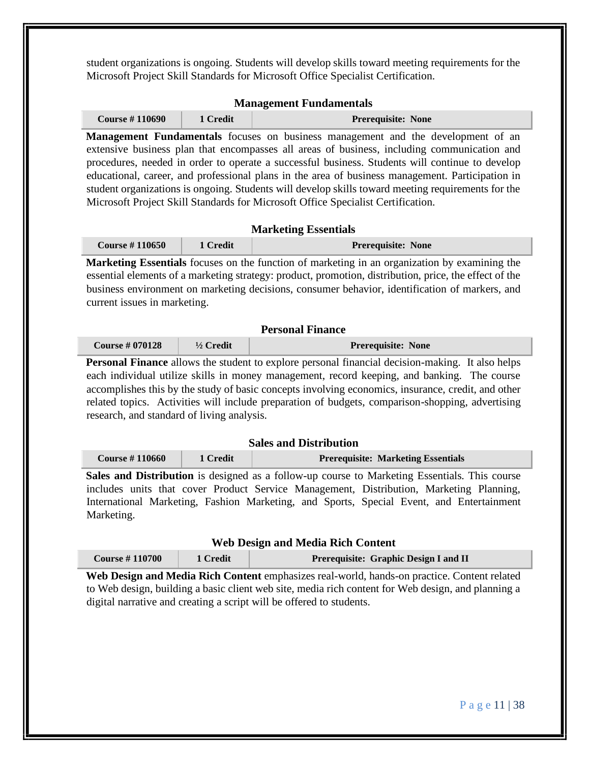student organizations is ongoing. Students will develop skills toward meeting requirements for the Microsoft Project Skill Standards for Microsoft Office Specialist Certification.

### Management Fundamentals

| Course # 110690 | 1 Credit | Prerequisite: None |
|---|---|---|

**Management Fundamentals** focuses on business management and the development of an extensive business plan that encompasses all areas of business, including communication and procedures, needed in order to operate a successful business. Students will continue to develop educational, career, and professional plans in the area of business management. Participation in student organizations is ongoing. Students will develop skills toward meeting requirements for the Microsoft Project Skill Standards for Microsoft Office Specialist Certification.

### Marketing Essentials

| Course # 110650 | 1 Credit | Prerequisite: None |
|---|---|---|

**Marketing Essentials** focuses on the function of marketing in an organization by examining the essential elements of a marketing strategy: product, promotion, distribution, price, the effect of the business environment on marketing decisions, consumer behavior, identification of markers, and current issues in marketing.

### Personal Finance

| Course # 070128 | ½ Credit | Prerequisite: None |
|---|---|---|

**Personal Finance** allows the student to explore personal financial decision-making. It also helps each individual utilize skills in money management, record keeping, and banking. The course accomplishes this by the study of basic concepts involving economics, insurance, credit, and other related topics. Activities will include preparation of budgets, comparison-shopping, advertising research, and standard of living analysis.

### Sales and Distribution

| Course # 110660 | 1 Credit | Prerequisite: Marketing Essentials |
|---|---|---|

**Sales and Distribution** is designed as a follow-up course to Marketing Essentials. This course includes units that cover Product Service Management, Distribution, Marketing Planning, International Marketing, Fashion Marketing, and Sports, Special Event, and Entertainment Marketing.

### Web Design and Media Rich Content

| Course # 110700 | 1 Credit | Prerequisite: Graphic Design I and II |
|---|---|---|

**Web Design and Media Rich Content** emphasizes real-world, hands-on practice. Content related to Web design, building a basic client web site, media rich content for Web design, and planning a digital narrative and creating a script will be offered to students.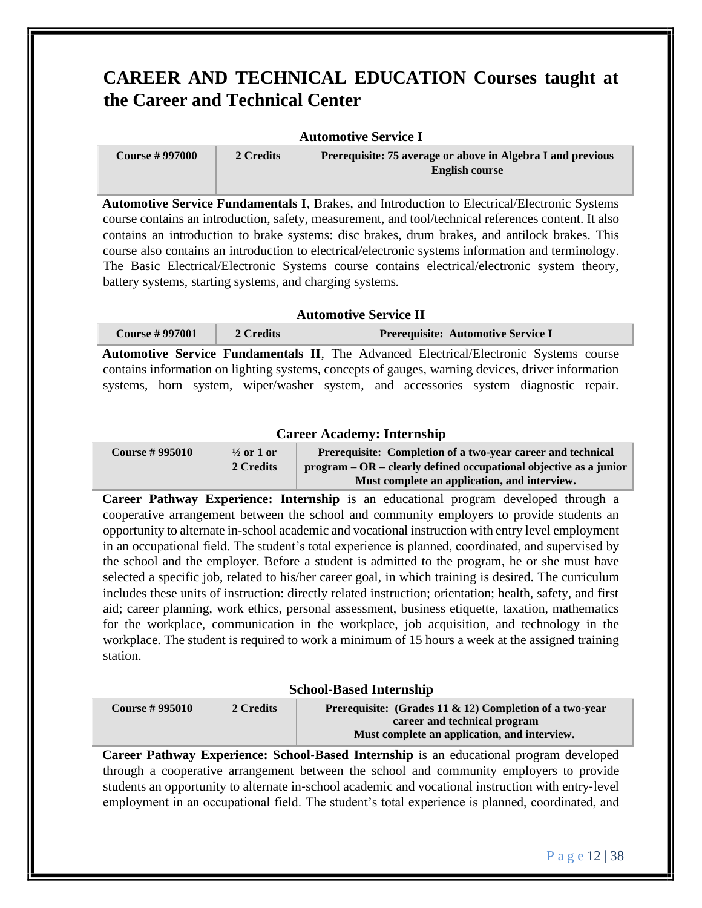# CAREER AND TECHNICAL EDUCATION Courses taught at the Career and Technical Center

### Automotive Service I

| Course # 997000 | 2 Credits | Prerequisite: 75 average or above in Algebra I and previous English course |
|---|---|---|

**Automotive Service Fundamentals I**, Brakes, and Introduction to Electrical/Electronic Systems course contains an introduction, safety, measurement, and tool/technical references content. It also contains an introduction to brake systems: disc brakes, drum brakes, and antilock brakes. This course also contains an introduction to electrical/electronic systems information and terminology. The Basic Electrical/Electronic Systems course contains electrical/electronic system theory, battery systems, starting systems, and charging systems.

### Automotive Service II

| Course # 997001 | 2 Credits | Prerequisite: Automotive Service I |
|---|---|---|

**Automotive Service Fundamentals II**, The Advanced Electrical/Electronic Systems course contains information on lighting systems, concepts of gauges, warning devices, driver information systems, horn system, wiper/washer system, and accessories system diagnostic repair.

### Career Academy: Internship

| Course # 995010 | ½ or 1 or 2 Credits | Prerequisite: Completion of a two-year career and technical program – OR – clearly defined occupational objective as a junior Must complete an application, and interview. |
|---|---|---|

**Career Pathway Experience: Internship** is an educational program developed through a cooperative arrangement between the school and community employers to provide students an opportunity to alternate in-school academic and vocational instruction with entry level employment in an occupational field. The student's total experience is planned, coordinated, and supervised by the school and the employer. Before a student is admitted to the program, he or she must have selected a specific job, related to his/her career goal, in which training is desired. The curriculum includes these units of instruction: directly related instruction; orientation; health, safety, and first aid; career planning, work ethics, personal assessment, business etiquette, taxation, mathematics for the workplace, communication in the workplace, job acquisition, and technology in the workplace. The student is required to work a minimum of 15 hours a week at the assigned training station.

### School-Based Internship

| Course # 995010 | 2 Credits | Prerequisite: (Grades 11 & 12) Completion of a two-year career and technical program Must complete an application, and interview. |
|---|---|---|

**Career Pathway Experience: School-Based Internship** is an educational program developed through a cooperative arrangement between the school and community employers to provide students an opportunity to alternate in-school academic and vocational instruction with entry-level employment in an occupational field. The student's total experience is planned, coordinated, and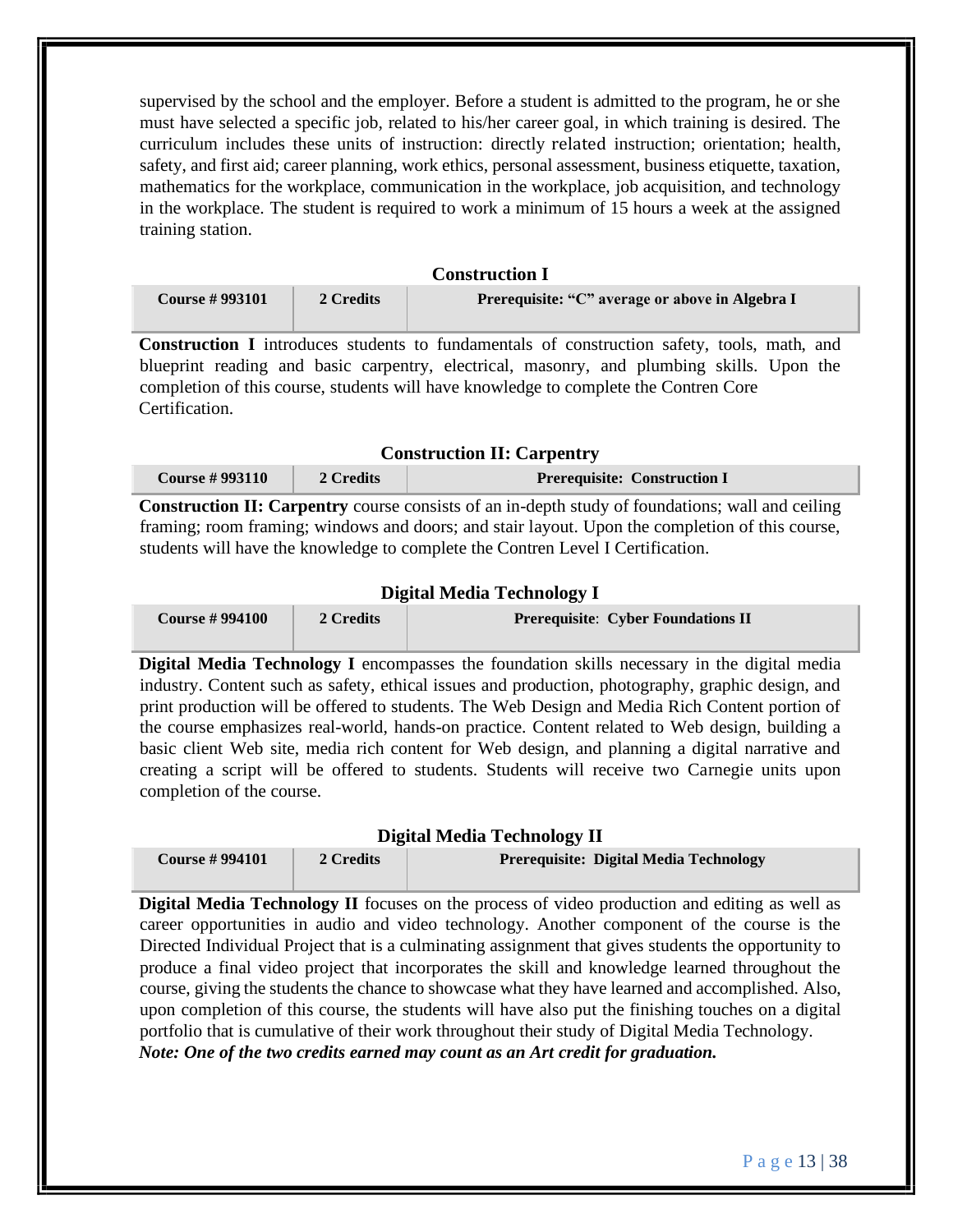supervised by the school and the employer. Before a student is admitted to the program, he or she must have selected a specific job, related to his/her career goal, in which training is desired. The curriculum includes these units of instruction: directly related instruction; orientation; health, safety, and first aid; career planning, work ethics, personal assessment, business etiquette, taxation, mathematics for the workplace, communication in the workplace, job acquisition, and technology in the workplace. The student is required to work a minimum of 15 hours a week at the assigned training station.

### Construction I

| Course # 993101 | 2 Credits | Prerequisite: "C" average or above in Algebra I |
|---|---|---|

**Construction I** introduces students to fundamentals of construction safety, tools, math, and blueprint reading and basic carpentry, electrical, masonry, and plumbing skills. Upon the completion of this course, students will have knowledge to complete the Contren Core Certification.

### Construction II: Carpentry

| Course # 993110 | 2 Credits | Prerequisite: Construction I |
|---|---|---|

**Construction II: Carpentry** course consists of an in-depth study of foundations; wall and ceiling framing; room framing; windows and doors; and stair layout. Upon the completion of this course, students will have the knowledge to complete the Contren Level I Certification.

### Digital Media Technology I

| Course # 994100 | 2 Credits | Prerequisite: Cyber Foundations II |
|---|---|---|

**Digital Media Technology I** encompasses the foundation skills necessary in the digital media industry. Content such as safety, ethical issues and production, photography, graphic design, and print production will be offered to students. The Web Design and Media Rich Content portion of the course emphasizes real-world, hands-on practice. Content related to Web design, building a basic client Web site, media rich content for Web design, and planning a digital narrative and creating a script will be offered to students. Students will receive two Carnegie units upon completion of the course.

### Digital Media Technology II

| Course # 994101 | 2 Credits | Prerequisite: Digital Media Technology |
|---|---|---|

**Digital Media Technology II** focuses on the process of video production and editing as well as career opportunities in audio and video technology. Another component of the course is the Directed Individual Project that is a culminating assignment that gives students the opportunity to produce a final video project that incorporates the skill and knowledge learned throughout the course, giving the students the chance to showcase what they have learned and accomplished. Also, upon completion of this course, the students will have also put the finishing touches on a digital portfolio that is cumulative of their work throughout their study of Digital Media Technology.

***Note: One of the two credits earned may count as an Art credit for graduation.***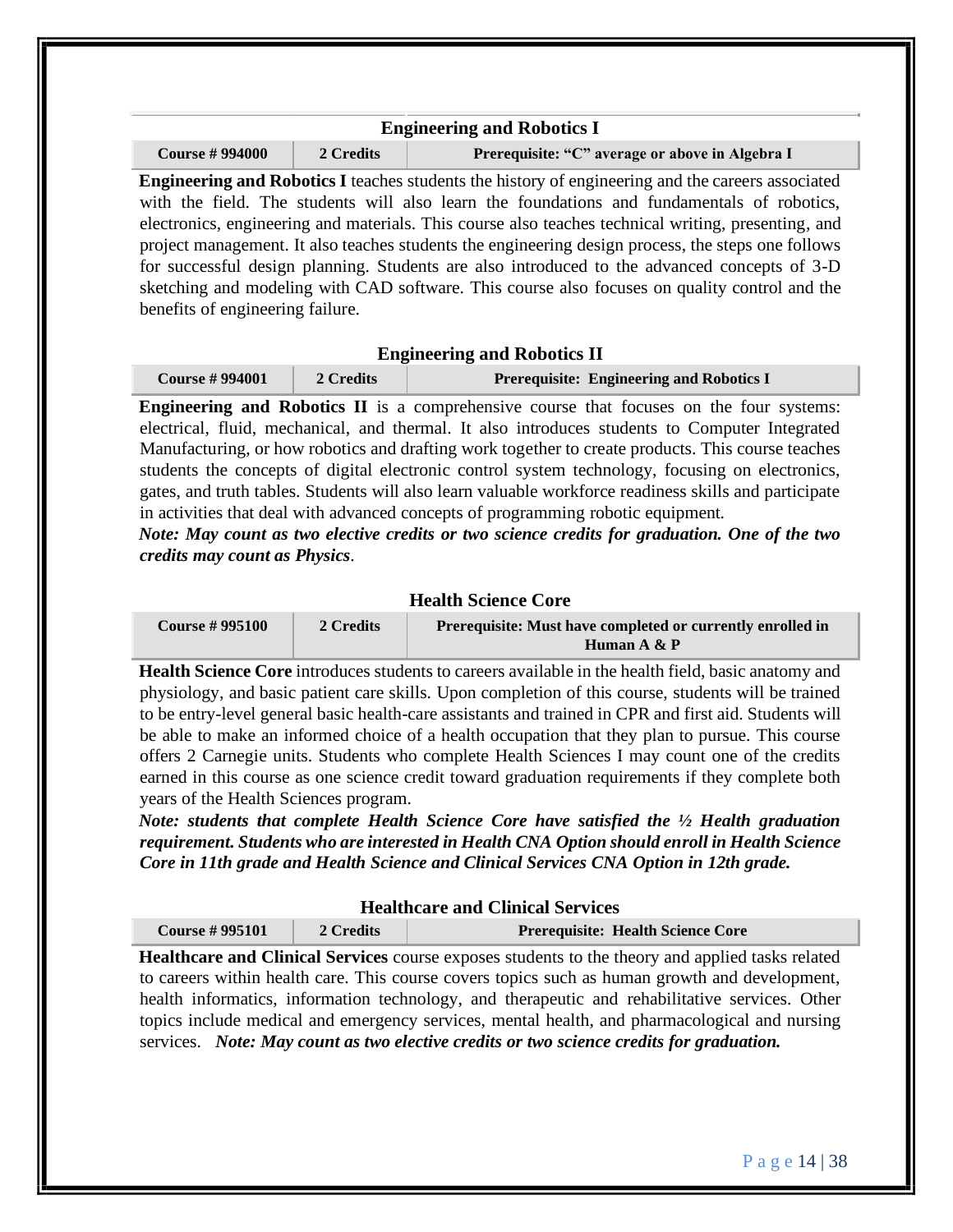### Engineering and Robotics I

| Course # 994000 | 2 Credits | Prerequisite: "C" average or above in Algebra I |
|---|---|---|

**Engineering and Robotics I** teaches students the history of engineering and the careers associated with the field. The students will also learn the foundations and fundamentals of robotics, electronics, engineering and materials. This course also teaches technical writing, presenting, and project management. It also teaches students the engineering design process, the steps one follows for successful design planning. Students are also introduced to the advanced concepts of 3-D sketching and modeling with CAD software. This course also focuses on quality control and the benefits of engineering failure.

### Engineering and Robotics II

| Course # 994001 | 2 Credits | Prerequisite: Engineering and Robotics I |
|---|---|---|

**Engineering and Robotics II** is a comprehensive course that focuses on the four systems: electrical, fluid, mechanical, and thermal. It also introduces students to Computer Integrated Manufacturing, or how robotics and drafting work together to create products. This course teaches students the concepts of digital electronic control system technology, focusing on electronics, gates, and truth tables. Students will also learn valuable workforce readiness skills and participate in activities that deal with advanced concepts of programming robotic equipment.

***Note: May count as two elective credits or two science credits for graduation. One of the two credits may count as Physics***.

### Health Science Core

| Course # 995100 | 2 Credits | Prerequisite: Must have completed or currently enrolled in Human A & P |
|---|---|---|

**Health Science Core** introduces students to careers available in the health field, basic anatomy and physiology, and basic patient care skills. Upon completion of this course, students will be trained to be entry-level general basic health-care assistants and trained in CPR and first aid. Students will be able to make an informed choice of a health occupation that they plan to pursue. This course offers 2 Carnegie units. Students who complete Health Sciences I may count one of the credits earned in this course as one science credit toward graduation requirements if they complete both years of the Health Sciences program.

***Note: students that complete Health Science Core have satisfied the ½ Health graduation requirement. Students who are interested in Health CNA Option should enroll in Health Science Core in 11th grade and Health Science and Clinical Services CNA Option in 12th grade.***

### Healthcare and Clinical Services

| Course # 995101 | 2 Credits | Prerequisite: Health Science Core |
|---|---|---|

**Healthcare and Clinical Services** course exposes students to the theory and applied tasks related to careers within health care. This course covers topics such as human growth and development, health informatics, information technology, and therapeutic and rehabilitative services. Other topics include medical and emergency services, mental health, and pharmacological and nursing services. ***Note: May count as two elective credits or two science credits for graduation.***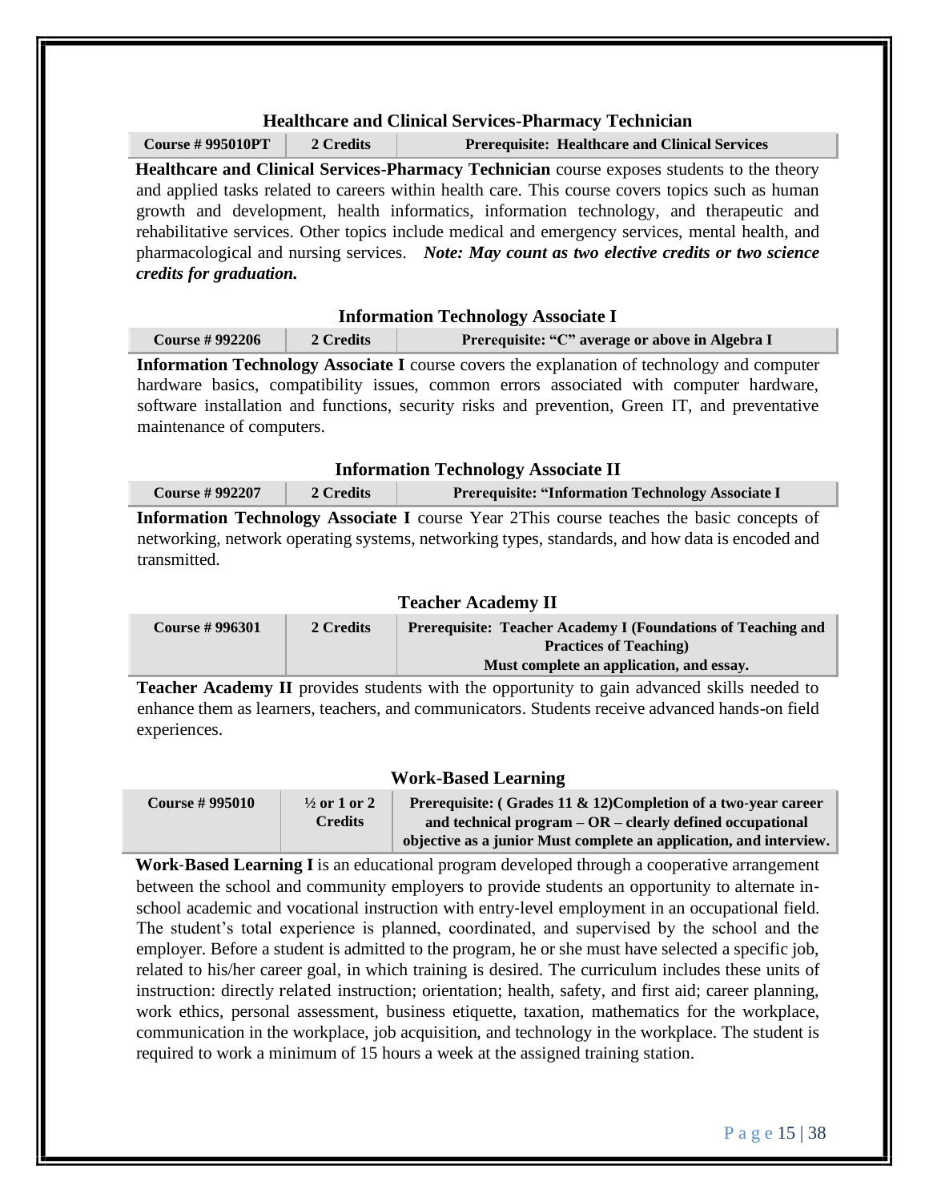### Healthcare and Clinical Services-Pharmacy Technician

| Course # 995010PT | 2 Credits | Prerequisite: Healthcare and Clinical Services |
|---|---|---|

**Healthcare and Clinical Services-Pharmacy Technician** course exposes students to the theory and applied tasks related to careers within health care. This course covers topics such as human growth and development, health informatics, information technology, and therapeutic and rehabilitative services. Other topics include medical and emergency services, mental health, and pharmacological and nursing services. ***Note: May count as two elective credits or two science credits for graduation.***

### Information Technology Associate I

| Course # 992206 | 2 Credits | Prerequisite: "C" average or above in Algebra I |
|---|---|---|

**Information Technology Associate I** course covers the explanation of technology and computer hardware basics, compatibility issues, common errors associated with computer hardware, software installation and functions, security risks and prevention, Green IT, and preventative maintenance of computers.

### Information Technology Associate II

| Course # 992207 | 2 Credits | Prerequisite: "Information Technology Associate I |
|---|---|---|

**Information Technology Associate I** course Year 2This course teaches the basic concepts of networking, network operating systems, networking types, standards, and how data is encoded and transmitted.

### Teacher Academy II

| Course # 996301 | 2 Credits | Prerequisite: Teacher Academy I (Foundations of Teaching and Practices of Teaching) Must complete an application, and essay. |
|---|---|---|

**Teacher Academy II** provides students with the opportunity to gain advanced skills needed to enhance them as learners, teachers, and communicators. Students receive advanced hands-on field experiences.

### Work-Based Learning

| Course # 995010 | ½ or 1 or 2 Credits | Prerequisite: ( Grades 11 & 12)Completion of a two-year career and technical program – OR – clearly defined occupational objective as a junior Must complete an application, and interview. |
|---|---|---|

**Work-Based Learning I** is an educational program developed through a cooperative arrangement between the school and community employers to provide students an opportunity to alternate in-school academic and vocational instruction with entry-level employment in an occupational field. The student's total experience is planned, coordinated, and supervised by the school and the employer. Before a student is admitted to the program, he or she must have selected a specific job, related to his/her career goal, in which training is desired. The curriculum includes these units of instruction: directly related instruction; orientation; health, safety, and first aid; career planning, work ethics, personal assessment, business etiquette, taxation, mathematics for the workplace, communication in the workplace, job acquisition, and technology in the workplace. The student is required to work a minimum of 15 hours a week at the assigned training station.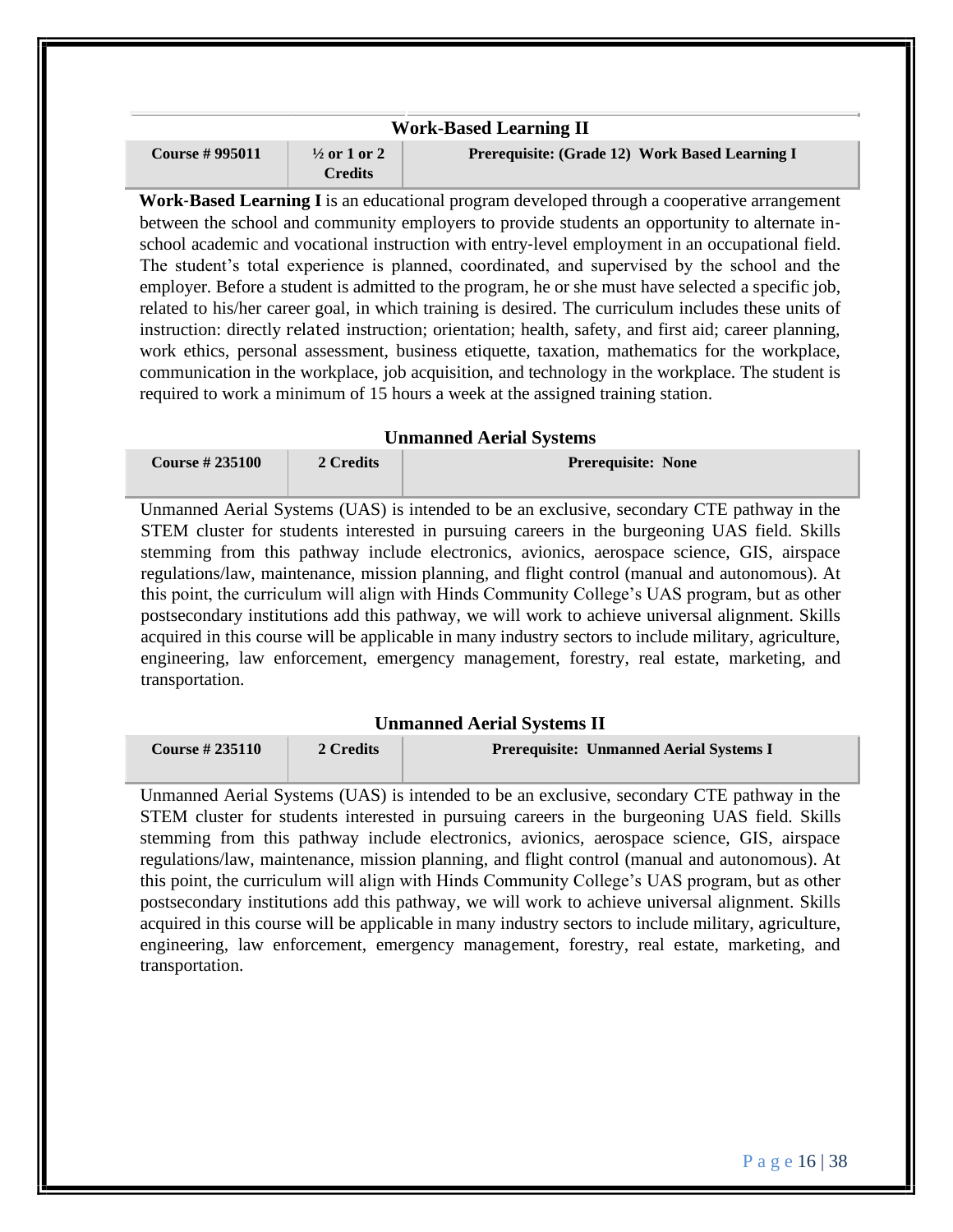### Work-Based Learning II

| Course # 995011 | ½ or 1 or 2 Credits | Prerequisite: (Grade 12) Work Based Learning I |
|---|---|---|

**Work-Based Learning I** is an educational program developed through a cooperative arrangement between the school and community employers to provide students an opportunity to alternate in-school academic and vocational instruction with entry-level employment in an occupational field. The student's total experience is planned, coordinated, and supervised by the school and the employer. Before a student is admitted to the program, he or she must have selected a specific job, related to his/her career goal, in which training is desired. The curriculum includes these units of instruction: directly related instruction; orientation; health, safety, and first aid; career planning, work ethics, personal assessment, business etiquette, taxation, mathematics for the workplace, communication in the workplace, job acquisition, and technology in the workplace. The student is required to work a minimum of 15 hours a week at the assigned training station.

### Unmanned Aerial Systems

| Course # 235100 | 2 Credits | Prerequisite: None |
|---|---|---|

Unmanned Aerial Systems (UAS) is intended to be an exclusive, secondary CTE pathway in the STEM cluster for students interested in pursuing careers in the burgeoning UAS field. Skills stemming from this pathway include electronics, avionics, aerospace science, GIS, airspace regulations/law, maintenance, mission planning, and flight control (manual and autonomous). At this point, the curriculum will align with Hinds Community College's UAS program, but as other postsecondary institutions add this pathway, we will work to achieve universal alignment. Skills acquired in this course will be applicable in many industry sectors to include military, agriculture, engineering, law enforcement, emergency management, forestry, real estate, marketing, and transportation.

### Unmanned Aerial Systems II

| Course # 235110 | 2 Credits | Prerequisite: Unmanned Aerial Systems I |
|---|---|---|

Unmanned Aerial Systems (UAS) is intended to be an exclusive, secondary CTE pathway in the STEM cluster for students interested in pursuing careers in the burgeoning UAS field. Skills stemming from this pathway include electronics, avionics, aerospace science, GIS, airspace regulations/law, maintenance, mission planning, and flight control (manual and autonomous). At this point, the curriculum will align with Hinds Community College's UAS program, but as other postsecondary institutions add this pathway, we will work to achieve universal alignment. Skills acquired in this course will be applicable in many industry sectors to include military, agriculture, engineering, law enforcement, emergency management, forestry, real estate, marketing, and transportation.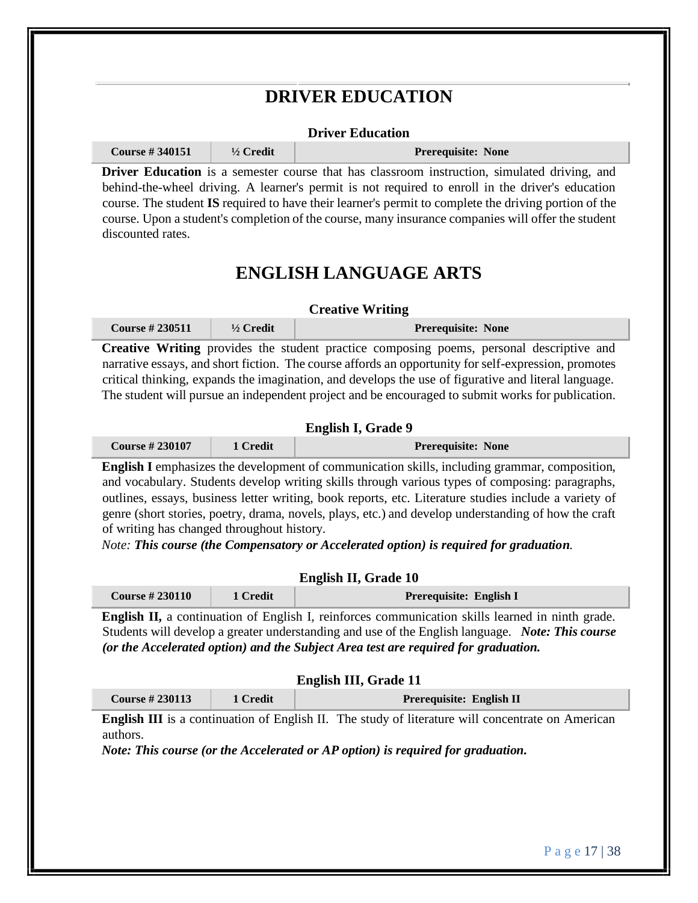# DRIVER EDUCATION

### Driver Education

| Course # 340151 | ½ Credit | Prerequisite: None |
|---|---|---|

**Driver Education** is a semester course that has classroom instruction, simulated driving, and behind-the-wheel driving. A learner's permit is not required to enroll in the driver's education course. The student **IS** required to have their learner's permit to complete the driving portion of the course. Upon a student's completion of the course, many insurance companies will offer the student discounted rates.

# ENGLISH LANGUAGE ARTS

### Creative Writing

| Course # 230511 | ½ Credit | Prerequisite: None |
|---|---|---|

**Creative Writing** provides the student practice composing poems, personal descriptive and narrative essays, and short fiction. The course affords an opportunity for self-expression, promotes critical thinking, expands the imagination, and develops the use of figurative and literal language. The student will pursue an independent project and be encouraged to submit works for publication.

### English I, Grade 9

| Course # 230107 | 1 Credit | Prerequisite: None |
|---|---|---|

**English I** emphasizes the development of communication skills, including grammar, composition, and vocabulary. Students develop writing skills through various types of composing: paragraphs, outlines, essays, business letter writing, book reports, etc. Literature studies include a variety of genre (short stories, poetry, drama, novels, plays, etc.) and develop understanding of how the craft of writing has changed throughout history.

*Note: **This course (the Compensatory or Accelerated option) is required for graduation**.*

### English II, Grade 10

| Course # 230110 | 1 Credit | Prerequisite: English I |
|---|---|---|

**English II,** a continuation of English I, reinforces communication skills learned in ninth grade. Students will develop a greater understanding and use of the English language. ***Note: This course (or the Accelerated option) and the Subject Area test are required for graduation.***

### English III, Grade 11

| Course # 230113 | 1 Credit | Prerequisite: English II |
|---|---|---|

**English III** is a continuation of English II. The study of literature will concentrate on American authors.

***Note: This course (or the Accelerated or AP option) is required for graduation.***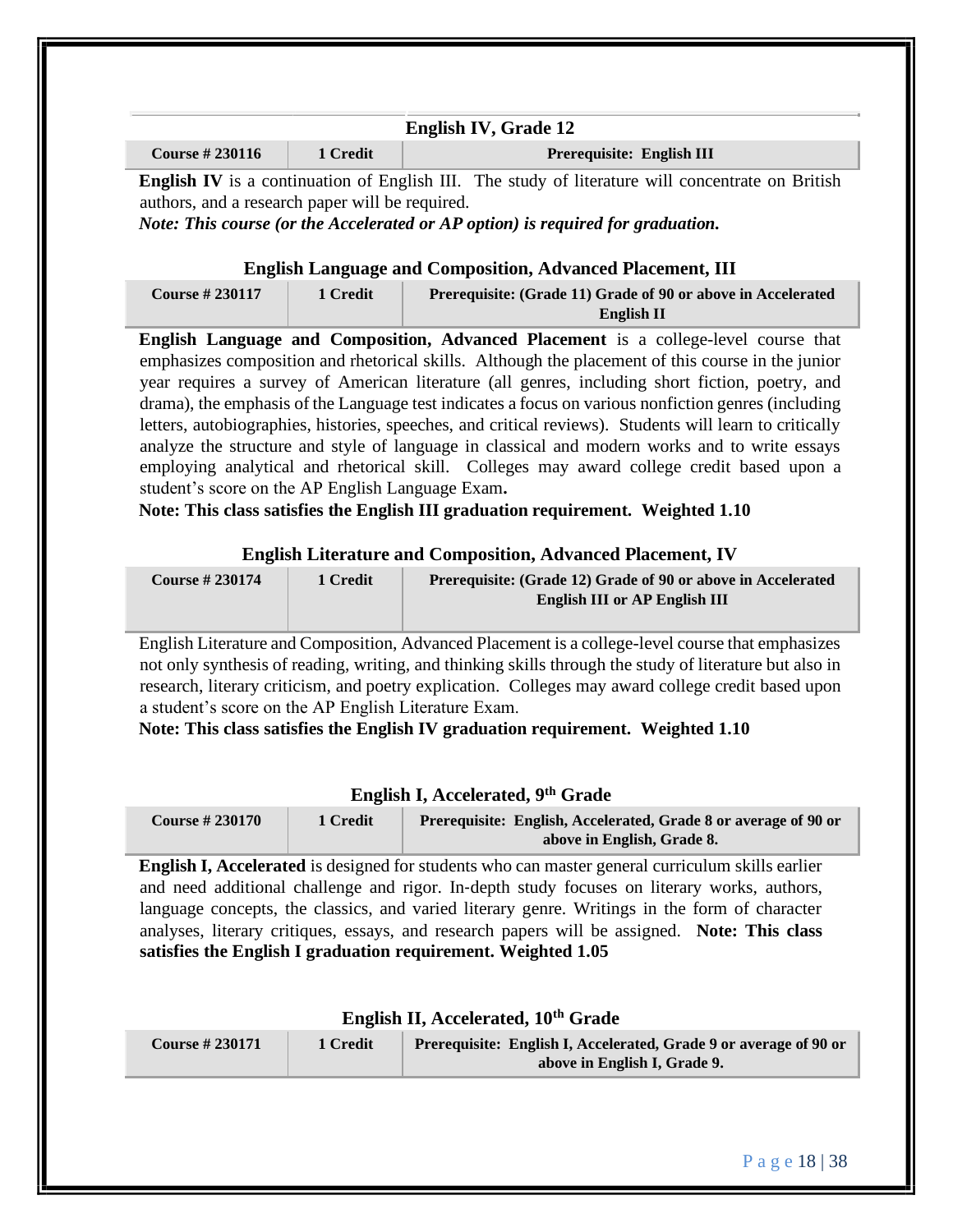### English IV, Grade 12

| Course # 230116 | 1 Credit | Prerequisite: English III |
|---|---|---|

**English IV** is a continuation of English III. The study of literature will concentrate on British authors, and a research paper will be required.

***Note: This course (or the Accelerated or AP option) is required for graduation.***

### English Language and Composition, Advanced Placement, III

| Course # 230117 | 1 Credit | Prerequisite: (Grade 11) Grade of 90 or above in Accelerated English II |
|---|---|---|

**English Language and Composition, Advanced Placement** is a college-level course that emphasizes composition and rhetorical skills. Although the placement of this course in the junior year requires a survey of American literature (all genres, including short fiction, poetry, and drama), the emphasis of the Language test indicates a focus on various nonfiction genres (including letters, autobiographies, histories, speeches, and critical reviews). Students will learn to critically analyze the structure and style of language in classical and modern works and to write essays employing analytical and rhetorical skill. Colleges may award college credit based upon a student's score on the AP English Language Exam**.**

**Note: This class satisfies the English III graduation requirement. Weighted 1.10**

### English Literature and Composition, Advanced Placement, IV

| Course # 230174 | 1 Credit | Prerequisite: (Grade 12) Grade of 90 or above in Accelerated English III or AP English III |
|---|---|---|

English Literature and Composition, Advanced Placement is a college-level course that emphasizes not only synthesis of reading, writing, and thinking skills through the study of literature but also in research, literary criticism, and poetry explication. Colleges may award college credit based upon a student's score on the AP English Literature Exam.

**Note: This class satisfies the English IV graduation requirement. Weighted 1.10**

### English I, Accelerated, 9th Grade

| Course # 230170 | 1 Credit | Prerequisite: English, Accelerated, Grade 8 or average of 90 or above in English, Grade 8. |
|---|---|---|

**English I, Accelerated** is designed for students who can master general curriculum skills earlier and need additional challenge and rigor. In-depth study focuses on literary works, authors, language concepts, the classics, and varied literary genre. Writings in the form of character analyses, literary critiques, essays, and research papers will be assigned. **Note: This class satisfies the English I graduation requirement. Weighted 1.05**

### English II, Accelerated, 10th Grade

| Course # 230171 | 1 Credit | Prerequisite: English I, Accelerated, Grade 9 or average of 90 or above in English I, Grade 9. |
|---|---|---|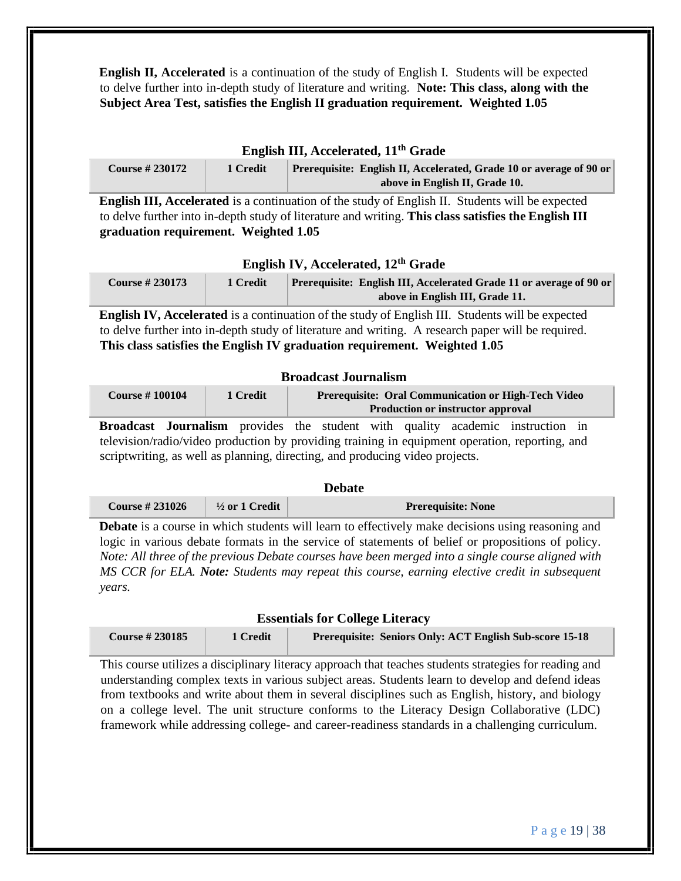**English II, Accelerated** is a continuation of the study of English I. Students will be expected to delve further into in-depth study of literature and writing. **Note: This class, along with the Subject Area Test, satisfies the English II graduation requirement. Weighted 1.05**

### English III, Accelerated, 11th Grade

| Course # 230172 | 1 Credit | Prerequisite: English II, Accelerated, Grade 10 or average of 90 or above in English II, Grade 10. |
|---|---|---|

**English III, Accelerated** is a continuation of the study of English II. Students will be expected to delve further into in-depth study of literature and writing. **This class satisfies the English III graduation requirement. Weighted 1.05**

### English IV, Accelerated, 12th Grade

| Course # 230173 | 1 Credit | Prerequisite: English III, Accelerated Grade 11 or average of 90 or above in English III, Grade 11. |
|---|---|---|

**English IV, Accelerated** is a continuation of the study of English III. Students will be expected to delve further into in-depth study of literature and writing. A research paper will be required. **This class satisfies the English IV graduation requirement. Weighted 1.05**

### Broadcast Journalism

| Course # 100104 | 1 Credit | Prerequisite: Oral Communication or High-Tech Video Production or instructor approval |
|---|---|---|

**Broadcast Journalism** provides the student with quality academic instruction in television/radio/video production by providing training in equipment operation, reporting, and scriptwriting, as well as planning, directing, and producing video projects.

### Debate

| Course # 231026 | ½ or 1 Credit | Prerequisite: None |
|---|---|---|

**Debate** is a course in which students will learn to effectively make decisions using reasoning and logic in various debate formats in the service of statements of belief or propositions of policy. *Note: All three of the previous Debate courses have been merged into a single course aligned with MS CCR for ELA.* ***Note:*** *Students may repeat this course, earning elective credit in subsequent years.*

### Essentials for College Literacy

| Course # 230185 | 1 Credit | Prerequisite: Seniors Only: ACT English Sub-score 15-18 |
|---|---|---|

This course utilizes a disciplinary literacy approach that teaches students strategies for reading and understanding complex texts in various subject areas. Students learn to develop and defend ideas from textbooks and write about them in several disciplines such as English, history, and biology on a college level. The unit structure conforms to the Literacy Design Collaborative (LDC) framework while addressing college- and career-readiness standards in a challenging curriculum.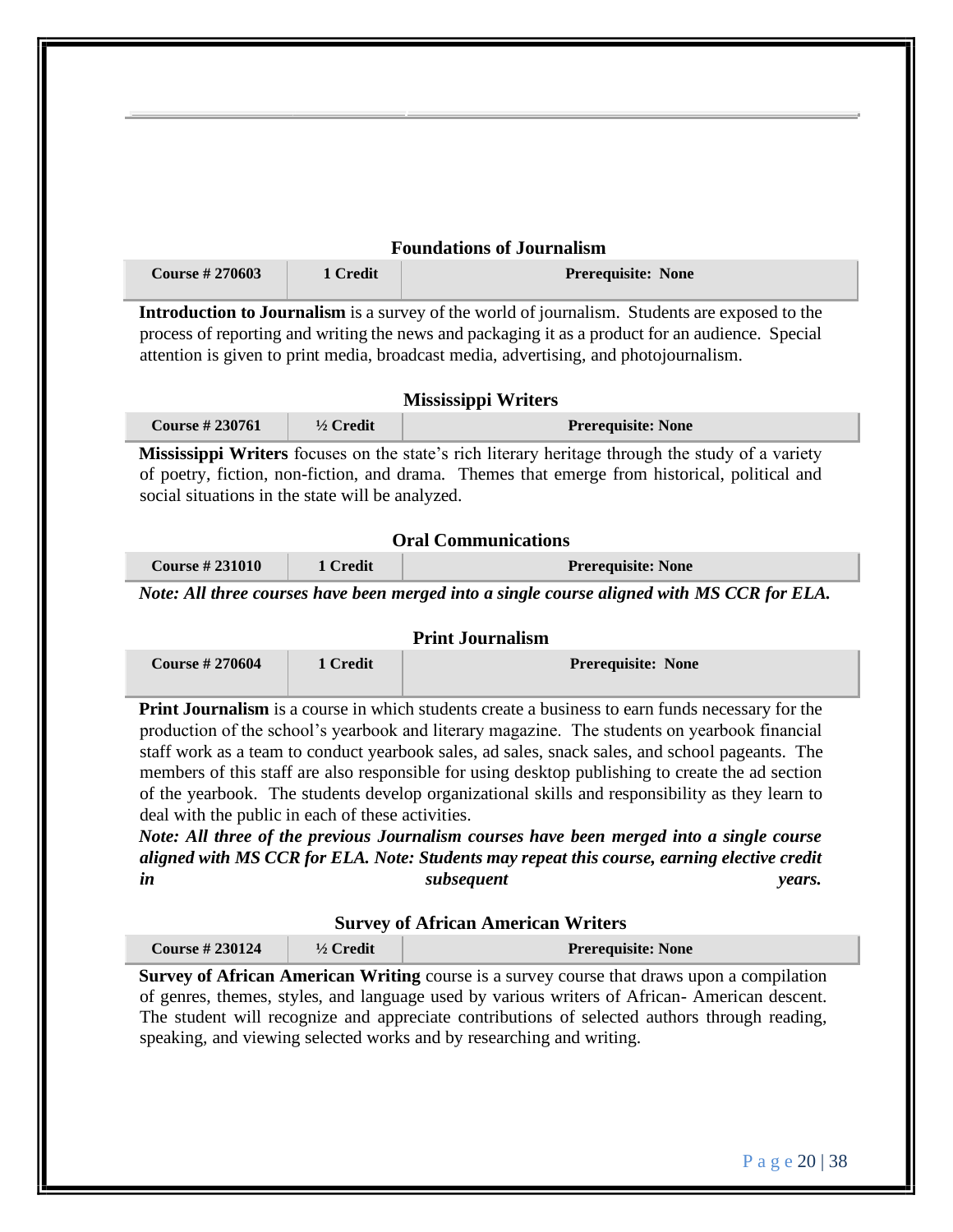### Foundations of Journalism

| Course # 270603 | 1 Credit | Prerequisite: None |
|---|---|---|

**Introduction to Journalism** is a survey of the world of journalism. Students are exposed to the process of reporting and writing the news and packaging it as a product for an audience. Special attention is given to print media, broadcast media, advertising, and photojournalism.

### Mississippi Writers

| Course # 230761 | ½ Credit | Prerequisite: None |
|---|---|---|

**Mississippi Writers** focuses on the state's rich literary heritage through the study of a variety of poetry, fiction, non-fiction, and drama. Themes that emerge from historical, political and social situations in the state will be analyzed.

### Oral Communications

| Course # 231010 | 1 Credit | Prerequisite: None |
|---|---|---|

***Note: All three courses have been merged into a single course aligned with MS CCR for ELA.***

### Print Journalism

| Course # 270604 | 1 Credit | Prerequisite: None |
|---|---|---|

**Print Journalism** is a course in which students create a business to earn funds necessary for the production of the school's yearbook and literary magazine. The students on yearbook financial staff work as a team to conduct yearbook sales, ad sales, snack sales, and school pageants. The members of this staff are also responsible for using desktop publishing to create the ad section of the yearbook. The students develop organizational skills and responsibility as they learn to deal with the public in each of these activities.

***Note: All three of the previous Journalism courses have been merged into a single course aligned with MS CCR for ELA. Note: Students may repeat this course, earning elective credit in subsequent years.***

### Survey of African American Writers

| Course # 230124 | ½ Credit | Prerequisite: None |
|---|---|---|

**Survey of African American Writing** course is a survey course that draws upon a compilation of genres, themes, styles, and language used by various writers of African- American descent. The student will recognize and appreciate contributions of selected authors through reading, speaking, and viewing selected works and by researching and writing.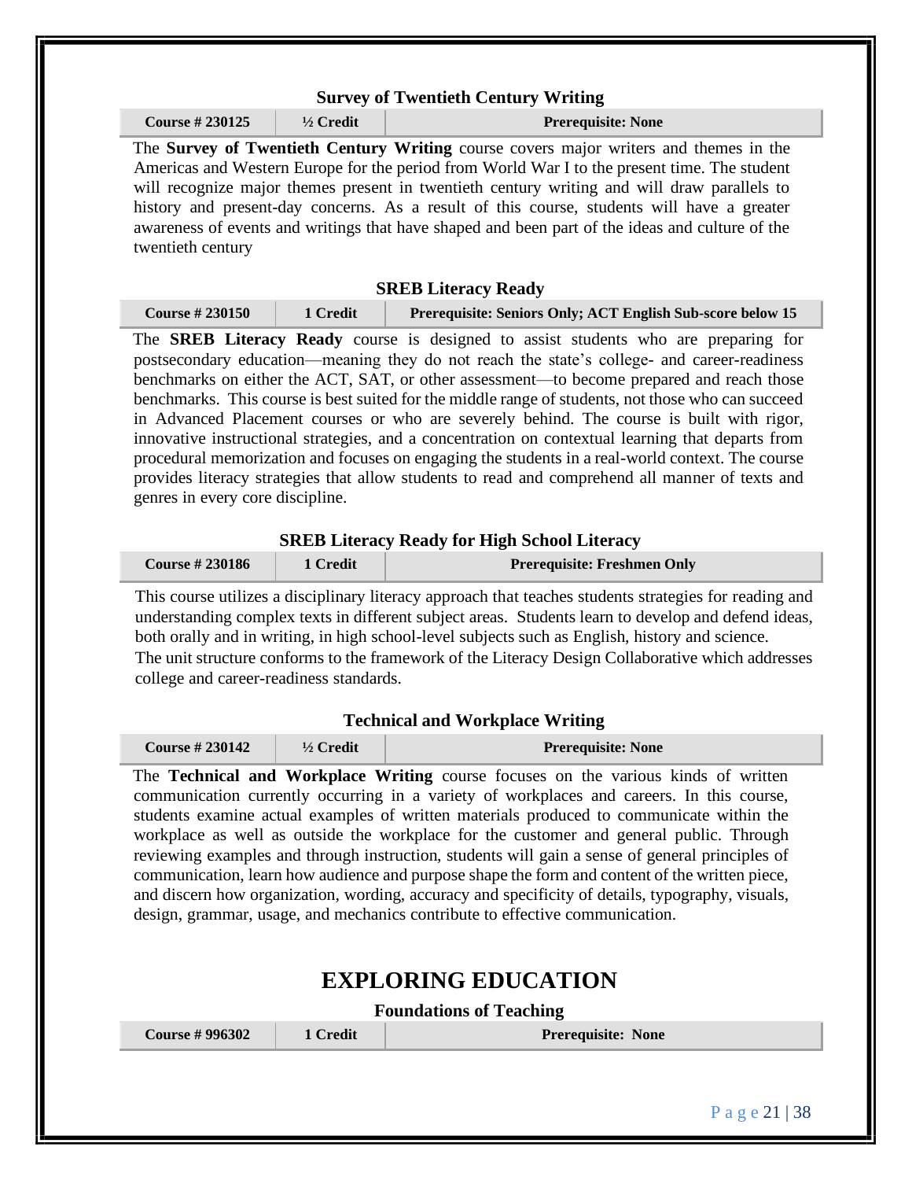### Survey of Twentieth Century Writing

| Course # 230125 | ½ Credit | Prerequisite: None |
|---|---|---|

The **Survey of Twentieth Century Writing** course covers major writers and themes in the Americas and Western Europe for the period from World War I to the present time. The student will recognize major themes present in twentieth century writing and will draw parallels to history and present-day concerns. As a result of this course, students will have a greater awareness of events and writings that have shaped and been part of the ideas and culture of the twentieth century

### SREB Literacy Ready

| Course # 230150 | 1 Credit | Prerequisite: Seniors Only; ACT English Sub-score below 15 |
|---|---|---|

The **SREB Literacy Ready** course is designed to assist students who are preparing for postsecondary education—meaning they do not reach the state's college- and career-readiness benchmarks on either the ACT, SAT, or other assessment—to become prepared and reach those benchmarks. This course is best suited for the middle range of students, not those who can succeed in Advanced Placement courses or who are severely behind. The course is built with rigor, innovative instructional strategies, and a concentration on contextual learning that departs from procedural memorization and focuses on engaging the students in a real-world context. The course provides literacy strategies that allow students to read and comprehend all manner of texts and genres in every core discipline.

### SREB Literacy Ready for High School Literacy

| Course # 230186 | 1 Credit | Prerequisite: Freshmen Only |
|---|---|---|

This course utilizes a disciplinary literacy approach that teaches students strategies for reading and understanding complex texts in different subject areas. Students learn to develop and defend ideas, both orally and in writing, in high school-level subjects such as English, history and science. The unit structure conforms to the framework of the Literacy Design Collaborative which addresses college and career-readiness standards.

### Technical and Workplace Writing

| Course # 230142 | ½ Credit | Prerequisite: None |
|---|---|---|

The **Technical and Workplace Writing** course focuses on the various kinds of written communication currently occurring in a variety of workplaces and careers. In this course, students examine actual examples of written materials produced to communicate within the workplace as well as outside the workplace for the customer and general public. Through reviewing examples and through instruction, students will gain a sense of general principles of communication, learn how audience and purpose shape the form and content of the written piece, and discern how organization, wording, accuracy and specificity of details, typography, visuals, design, grammar, usage, and mechanics contribute to effective communication.

## EXPLORING EDUCATION

### Foundations of Teaching

| Course # 996302 | 1 Credit | Prerequisite: None |
|---|---|---|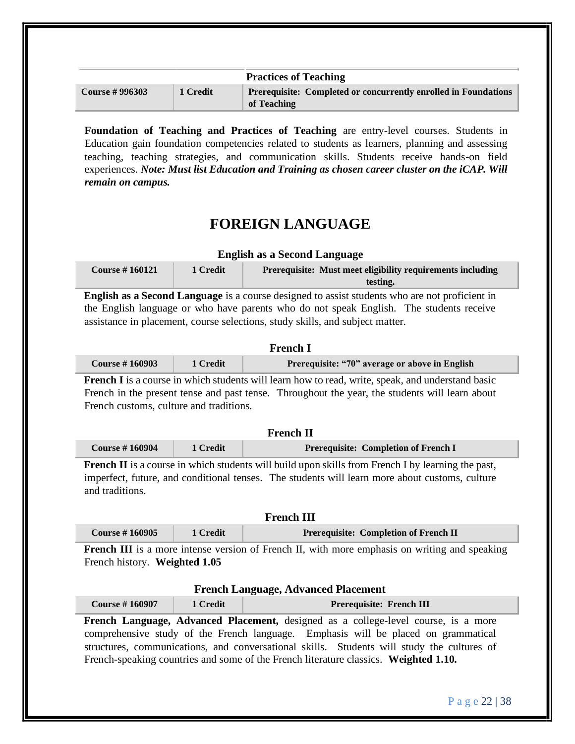### Practices of Teaching

| Course # 996303 | 1 Credit | Prerequisite: Completed or concurrently enrolled in Foundations of Teaching |
|---|---|---|

**Foundation of Teaching and Practices of Teaching** are entry-level courses. Students in Education gain foundation competencies related to students as learners, planning and assessing teaching, teaching strategies, and communication skills. Students receive hands-on field experiences. ***Note: Must list Education and Training as chosen career cluster on the iCAP. Will remain on campus.***

# FOREIGN LANGUAGE

### English as a Second Language

| Course # 160121 | 1 Credit | Prerequisite: Must meet eligibility requirements including testing. |
|---|---|---|

**English as a Second Language** is a course designed to assist students who are not proficient in the English language or who have parents who do not speak English. The students receive assistance in placement, course selections, study skills, and subject matter.

### French I

| Course # 160903 | 1 Credit | Prerequisite: "70" average or above in English |
|---|---|---|

**French I** is a course in which students will learn how to read, write, speak, and understand basic French in the present tense and past tense. Throughout the year, the students will learn about French customs, culture and traditions.

### French II

| Course # 160904 | 1 Credit | Prerequisite: Completion of French I |
|---|---|---|

**French II** is a course in which students will build upon skills from French I by learning the past, imperfect, future, and conditional tenses. The students will learn more about customs, culture and traditions.

### French III

| Course # 160905 | 1 Credit | Prerequisite: Completion of French II |
|---|---|---|

**French III** is a more intense version of French II, with more emphasis on writing and speaking French history. **Weighted 1.05**

### French Language, Advanced Placement

| Course # 160907 | 1 Credit | Prerequisite: French III |
|---|---|---|

**French Language, Advanced Placement,** designed as a college-level course, is a more comprehensive study of the French language. Emphasis will be placed on grammatical structures, communications, and conversational skills. Students will study the cultures of French-speaking countries and some of the French literature classics. **Weighted 1.10.**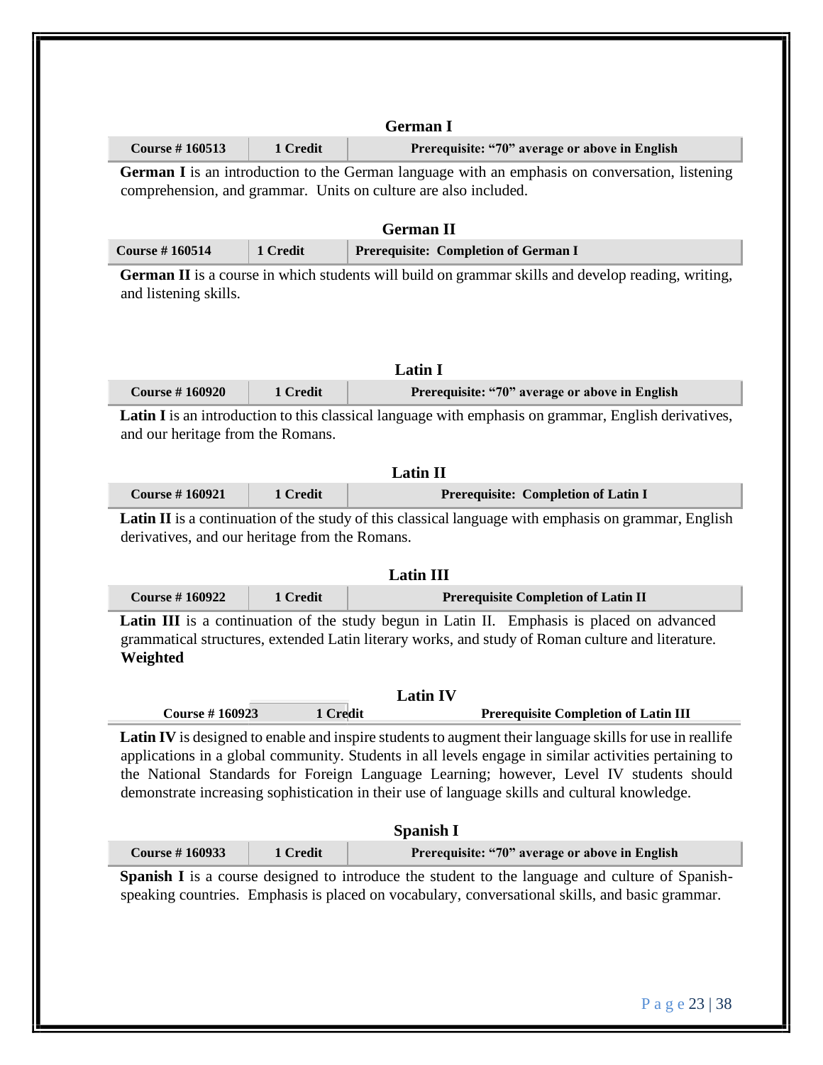### German I

| Course # 160513 | 1 Credit | Prerequisite: "70" average or above in English |
|---|---|---|

**German I** is an introduction to the German language with an emphasis on conversation, listening comprehension, and grammar. Units on culture are also included.

### German II

| Course # 160514 | 1 Credit | Prerequisite: Completion of German I |
|---|---|---|

**German II** is a course in which students will build on grammar skills and develop reading, writing, and listening skills.

### Latin I

| Course # 160920 | 1 Credit | Prerequisite: "70" average or above in English |
|---|---|---|

**Latin I** is an introduction to this classical language with emphasis on grammar, English derivatives, and our heritage from the Romans.

### Latin II

| Course # 160921 | 1 Credit | Prerequisite: Completion of Latin I |
|---|---|---|

**Latin II** is a continuation of the study of this classical language with emphasis on grammar, English derivatives, and our heritage from the Romans.

### Latin III

| Course # 160922 | 1 Credit | Prerequisite Completion of Latin II |
|---|---|---|

**Latin III** is a continuation of the study begun in Latin II. Emphasis is placed on advanced grammatical structures, extended Latin literary works, and study of Roman culture and literature. **Weighted**

### Latin IV

| Course # 160923 | 1 Credit | Prerequisite Completion of Latin III |
|---|---|---|

**Latin IV** is designed to enable and inspire students to augment their language skills for use in reallife applications in a global community. Students in all levels engage in similar activities pertaining to the National Standards for Foreign Language Learning; however, Level IV students should demonstrate increasing sophistication in their use of language skills and cultural knowledge.

### Spanish I

| Course # 160933 | 1 Credit | Prerequisite: "70" average or above in English |
|---|---|---|

**Spanish I** is a course designed to introduce the student to the language and culture of Spanish-speaking countries. Emphasis is placed on vocabulary, conversational skills, and basic grammar.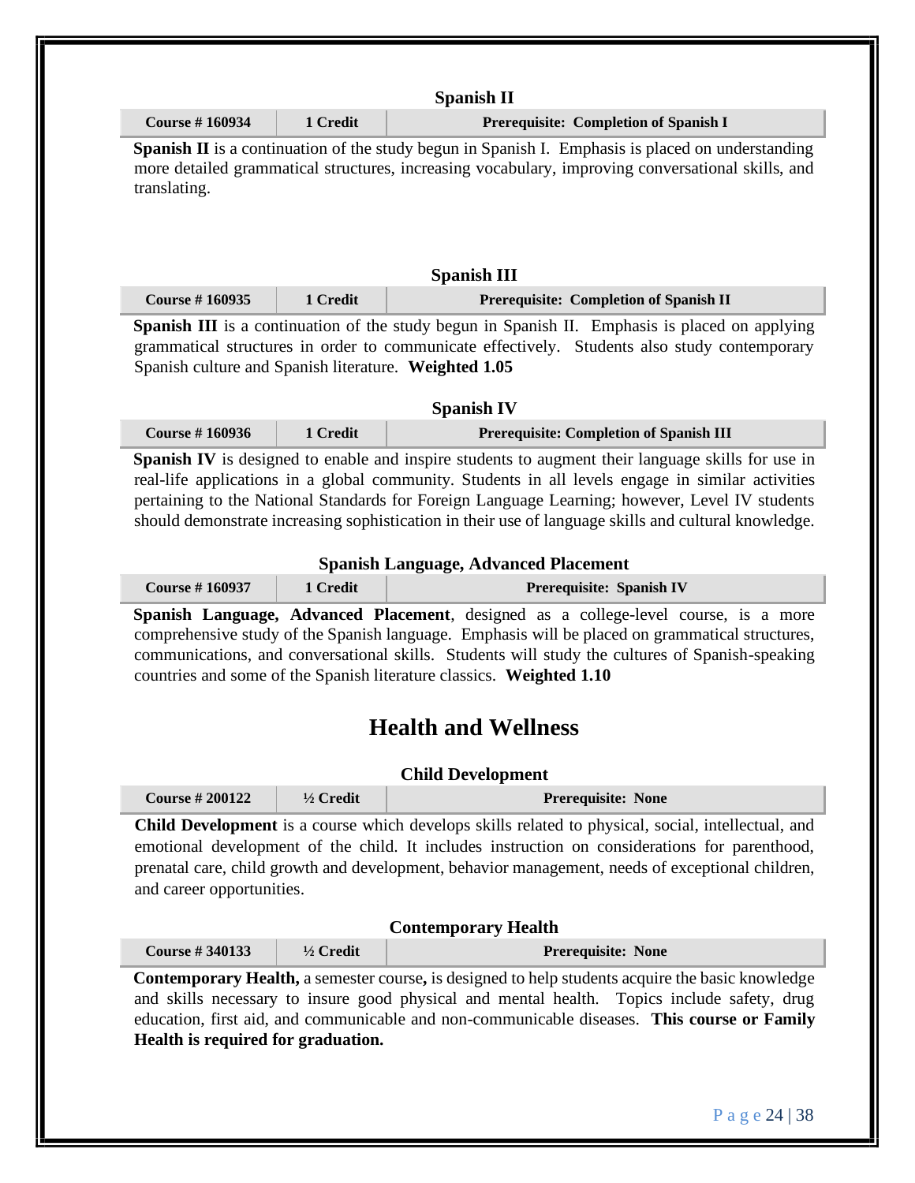### Spanish II

| Course # 160934 | 1 Credit | Prerequisite: Completion of Spanish I |
|---|---|---|

**Spanish II** is a continuation of the study begun in Spanish I. Emphasis is placed on understanding more detailed grammatical structures, increasing vocabulary, improving conversational skills, and translating.

### Spanish III

| Course # 160935 | 1 Credit | Prerequisite: Completion of Spanish II |
|---|---|---|

**Spanish III** is a continuation of the study begun in Spanish II. Emphasis is placed on applying grammatical structures in order to communicate effectively. Students also study contemporary Spanish culture and Spanish literature. **Weighted 1.05**

### Spanish IV

| Course # 160936 | 1 Credit | Prerequisite: Completion of Spanish III |
|---|---|---|

**Spanish IV** is designed to enable and inspire students to augment their language skills for use in real-life applications in a global community. Students in all levels engage in similar activities pertaining to the National Standards for Foreign Language Learning; however, Level IV students should demonstrate increasing sophistication in their use of language skills and cultural knowledge.

### Spanish Language, Advanced Placement

| Course # 160937 | 1 Credit | Prerequisite: Spanish IV |
|---|---|---|

**Spanish Language, Advanced Placement**, designed as a college-level course, is a more comprehensive study of the Spanish language. Emphasis will be placed on grammatical structures, communications, and conversational skills. Students will study the cultures of Spanish-speaking countries and some of the Spanish literature classics. **Weighted 1.10**

## Health and Wellness

### Child Development

| Course # 200122 | ½ Credit | Prerequisite: None |
|---|---|---|

**Child Development** is a course which develops skills related to physical, social, intellectual, and emotional development of the child. It includes instruction on considerations for parenthood, prenatal care, child growth and development, behavior management, needs of exceptional children, and career opportunities.

### Contemporary Health

| Course # 340133 | ½ Credit | Prerequisite: None |
|---|---|---|

**Contemporary Health,** a semester course**,** is designed to help students acquire the basic knowledge and skills necessary to insure good physical and mental health. Topics include safety, drug education, first aid, and communicable and non-communicable diseases. **This course or Family Health is required for graduation.**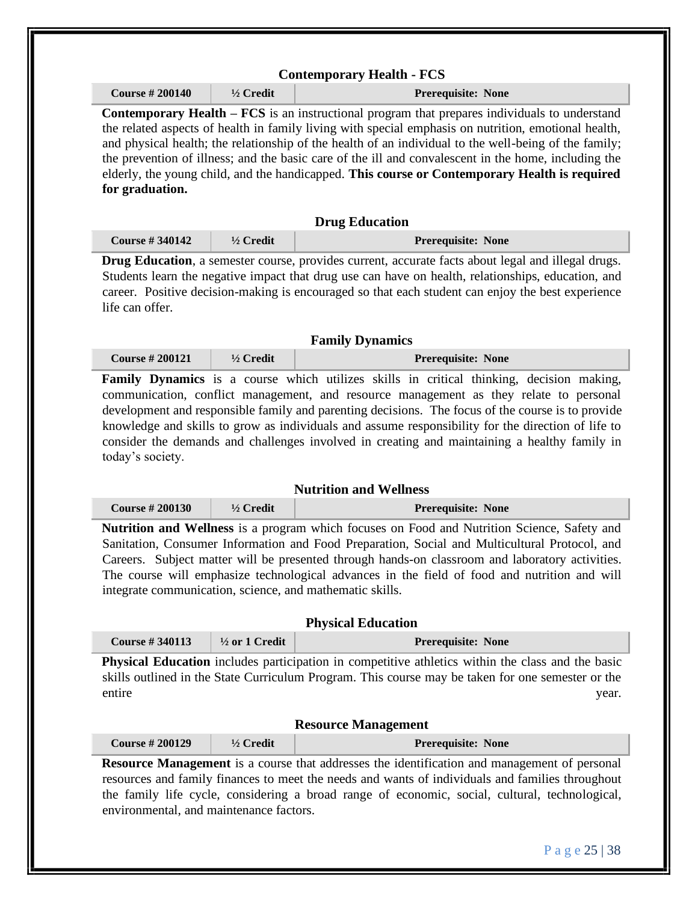### Contemporary Health - FCS

| Course # 200140 | ½ Credit | Prerequisite: None |
|---|---|---|

**Contemporary Health – FCS** is an instructional program that prepares individuals to understand the related aspects of health in family living with special emphasis on nutrition, emotional health, and physical health; the relationship of the health of an individual to the well-being of the family; the prevention of illness; and the basic care of the ill and convalescent in the home, including the elderly, the young child, and the handicapped. **This course or Contemporary Health is required for graduation.**

### Drug Education

| Course # 340142 | ½ Credit | Prerequisite: None |
|---|---|---|

**Drug Education**, a semester course, provides current, accurate facts about legal and illegal drugs. Students learn the negative impact that drug use can have on health, relationships, education, and career. Positive decision-making is encouraged so that each student can enjoy the best experience life can offer.

### Family Dynamics

| Course # 200121 | ½ Credit | Prerequisite: None |
|---|---|---|

**Family Dynamics** is a course which utilizes skills in critical thinking, decision making, communication, conflict management, and resource management as they relate to personal development and responsible family and parenting decisions. The focus of the course is to provide knowledge and skills to grow as individuals and assume responsibility for the direction of life to consider the demands and challenges involved in creating and maintaining a healthy family in today's society.

### Nutrition and Wellness

| Course # 200130 | ½ Credit | Prerequisite: None |
|---|---|---|

**Nutrition and Wellness** is a program which focuses on Food and Nutrition Science, Safety and Sanitation, Consumer Information and Food Preparation, Social and Multicultural Protocol, and Careers. Subject matter will be presented through hands-on classroom and laboratory activities. The course will emphasize technological advances in the field of food and nutrition and will integrate communication, science, and mathematic skills.

### Physical Education

| Course # 340113 | ½ or 1 Credit | Prerequisite: None |
|---|---|---|

**Physical Education** includes participation in competitive athletics within the class and the basic skills outlined in the State Curriculum Program. This course may be taken for one semester or the entire year.

### Resource Management

| Course # 200129 | ½ Credit | Prerequisite: None |
|---|---|---|

**Resource Management** is a course that addresses the identification and management of personal resources and family finances to meet the needs and wants of individuals and families throughout the family life cycle, considering a broad range of economic, social, cultural, technological, environmental, and maintenance factors.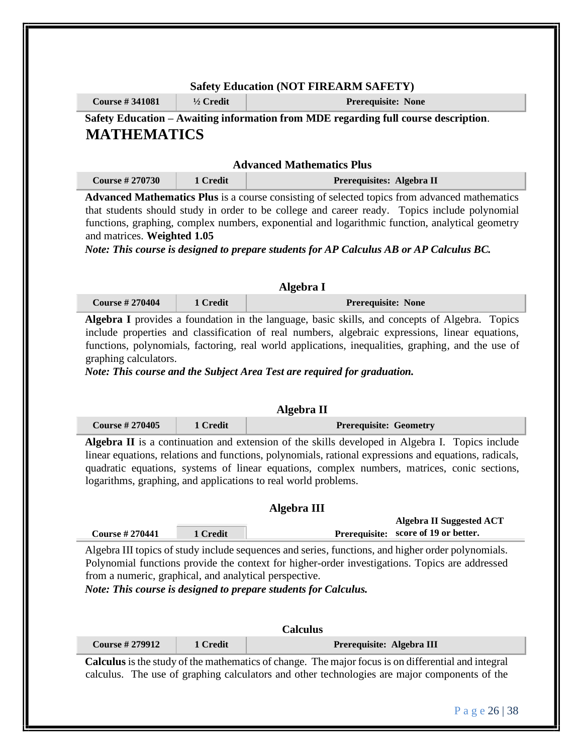### Safety Education (NOT FIREARM SAFETY)

| Course # 341081 | ½ Credit | Prerequisite: None |
|---|---|---|

**Safety Education – Awaiting information from MDE regarding full course description**.

# MATHEMATICS

### Advanced Mathematics Plus

| Course # 270730 | 1 Credit | Prerequisites: Algebra II |
|---|---|---|

**Advanced Mathematics Plus** is a course consisting of selected topics from advanced mathematics that students should study in order to be college and career ready. Topics include polynomial functions, graphing, complex numbers, exponential and logarithmic function, analytical geometry and matrices. **Weighted 1.05**

***Note: This course is designed to prepare students for AP Calculus AB or AP Calculus BC.***

### Algebra I

| Course # 270404 | 1 Credit | Prerequisite: None |
|---|---|---|

**Algebra I** provides a foundation in the language, basic skills, and concepts of Algebra. Topics include properties and classification of real numbers, algebraic expressions, linear equations, functions, polynomials, factoring, real world applications, inequalities, graphing, and the use of graphing calculators.

***Note: This course and the Subject Area Test are required for graduation.***

### Algebra II

| Course # 270405 | 1 Credit | Prerequisite: Geometry |
|---|---|---|

**Algebra II** is a continuation and extension of the skills developed in Algebra I. Topics include linear equations, relations and functions, polynomials, rational expressions and equations, radicals, quadratic equations, systems of linear equations, complex numbers, matrices, conic sections, logarithms, graphing, and applications to real world problems.

### Algebra III

| Course # 270441 | 1 Credit | Prerequisite: Algebra II Suggested ACT score of 19 or better. |
|---|---|---|

Algebra III topics of study include sequences and series, functions, and higher order polynomials. Polynomial functions provide the context for higher-order investigations. Topics are addressed from a numeric, graphical, and analytical perspective.

***Note: This course is designed to prepare students for Calculus.***

### Calculus

| Course # 279912 | 1 Credit | Prerequisite: Algebra III |
|---|---|---|

**Calculus** is the study of the mathematics of change. The major focus is on differential and integral calculus. The use of graphing calculators and other technologies are major components of the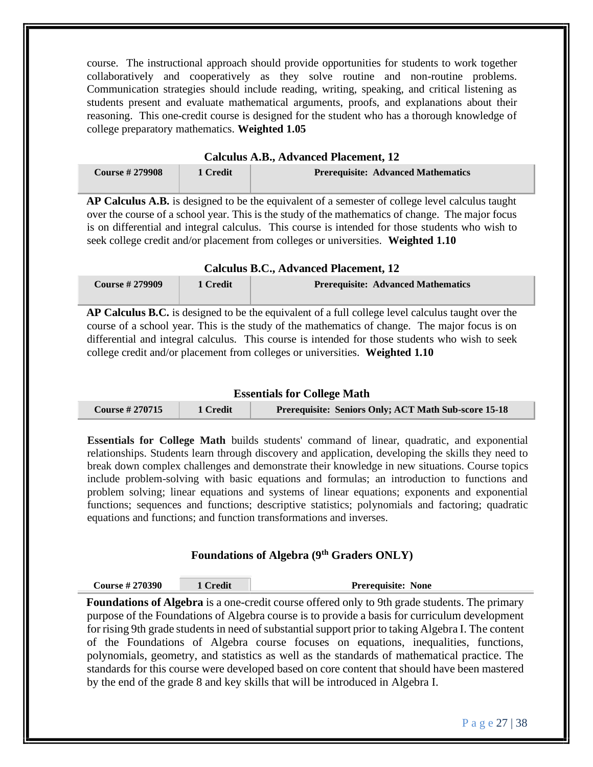course. The instructional approach should provide opportunities for students to work together collaboratively and cooperatively as they solve routine and non-routine problems. Communication strategies should include reading, writing, speaking, and critical listening as students present and evaluate mathematical arguments, proofs, and explanations about their reasoning. This one-credit course is designed for the student who has a thorough knowledge of college preparatory mathematics. **Weighted 1.05**

### Calculus A.B., Advanced Placement, 12

| Course # 279908 | 1 Credit | Prerequisite: Advanced Mathematics |
|---|---|---|

**AP Calculus A.B.** is designed to be the equivalent of a semester of college level calculus taught over the course of a school year. This is the study of the mathematics of change. The major focus is on differential and integral calculus. This course is intended for those students who wish to seek college credit and/or placement from colleges or universities. **Weighted 1.10**

### Calculus B.C., Advanced Placement, 12

| Course # 279909 | 1 Credit | Prerequisite: Advanced Mathematics |
|---|---|---|

**AP Calculus B.C.** is designed to be the equivalent of a full college level calculus taught over the course of a school year. This is the study of the mathematics of change. The major focus is on differential and integral calculus. This course is intended for those students who wish to seek college credit and/or placement from colleges or universities. **Weighted 1.10**

### Essentials for College Math

| Course # 270715 | 1 Credit | Prerequisite: Seniors Only; ACT Math Sub-score 15-18 |
|---|---|---|

**Essentials for College Math** builds students' command of linear, quadratic, and exponential relationships. Students learn through discovery and application, developing the skills they need to break down complex challenges and demonstrate their knowledge in new situations. Course topics include problem-solving with basic equations and formulas; an introduction to functions and problem solving; linear equations and systems of linear equations; exponents and exponential functions; sequences and functions; descriptive statistics; polynomials and factoring; quadratic equations and functions; and function transformations and inverses.

### Foundations of Algebra (9th Graders ONLY)

| Course # 270390 | 1 Credit | Prerequisite: None |
|---|---|---|

**Foundations of Algebra** is a one-credit course offered only to 9th grade students. The primary purpose of the Foundations of Algebra course is to provide a basis for curriculum development for rising 9th grade students in need of substantial support prior to taking Algebra I. The content of the Foundations of Algebra course focuses on equations, inequalities, functions, polynomials, geometry, and statistics as well as the standards of mathematical practice. The standards for this course were developed based on core content that should have been mastered by the end of the grade 8 and key skills that will be introduced in Algebra I.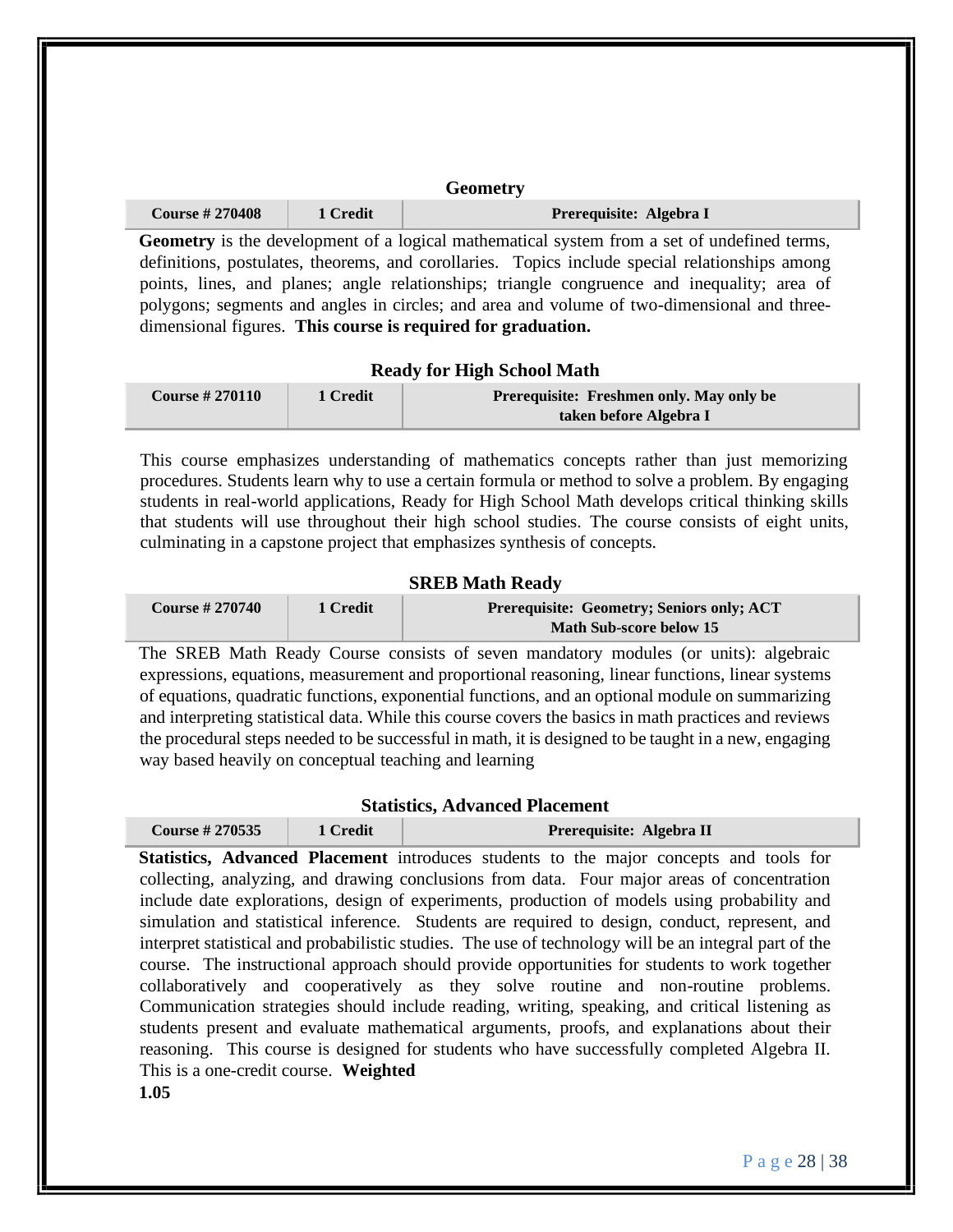### Geometry

| Course # 270408 | 1 Credit | Prerequisite: Algebra I |
|---|---|---|

**Geometry** is the development of a logical mathematical system from a set of undefined terms, definitions, postulates, theorems, and corollaries. Topics include special relationships among points, lines, and planes; angle relationships; triangle congruence and inequality; area of polygons; segments and angles in circles; and area and volume of two-dimensional and three-dimensional figures. **This course is required for graduation.**

### Ready for High School Math

| Course # 270110 | 1 Credit | Prerequisite: Freshmen only. May only be taken before Algebra I |
|---|---|---|

This course emphasizes understanding of mathematics concepts rather than just memorizing procedures. Students learn why to use a certain formula or method to solve a problem. By engaging students in real-world applications, Ready for High School Math develops critical thinking skills that students will use throughout their high school studies. The course consists of eight units, culminating in a capstone project that emphasizes synthesis of concepts.

### SREB Math Ready

| Course # 270740 | 1 Credit | Prerequisite: Geometry; Seniors only; ACT Math Sub-score below 15 |
|---|---|---|

The SREB Math Ready Course consists of seven mandatory modules (or units): algebraic expressions, equations, measurement and proportional reasoning, linear functions, linear systems of equations, quadratic functions, exponential functions, and an optional module on summarizing and interpreting statistical data. While this course covers the basics in math practices and reviews the procedural steps needed to be successful in math, it is designed to be taught in a new, engaging way based heavily on conceptual teaching and learning

### Statistics, Advanced Placement

| Course # 270535 | 1 Credit | Prerequisite: Algebra II |
|---|---|---|

**Statistics, Advanced Placement** introduces students to the major concepts and tools for collecting, analyzing, and drawing conclusions from data. Four major areas of concentration include date explorations, design of experiments, production of models using probability and simulation and statistical inference. Students are required to design, conduct, represent, and interpret statistical and probabilistic studies. The use of technology will be an integral part of the course. The instructional approach should provide opportunities for students to work together collaboratively and cooperatively as they solve routine and non-routine problems. Communication strategies should include reading, writing, speaking, and critical listening as students present and evaluate mathematical arguments, proofs, and explanations about their reasoning. This course is designed for students who have successfully completed Algebra II. This is a one-credit course. **Weighted 1.05**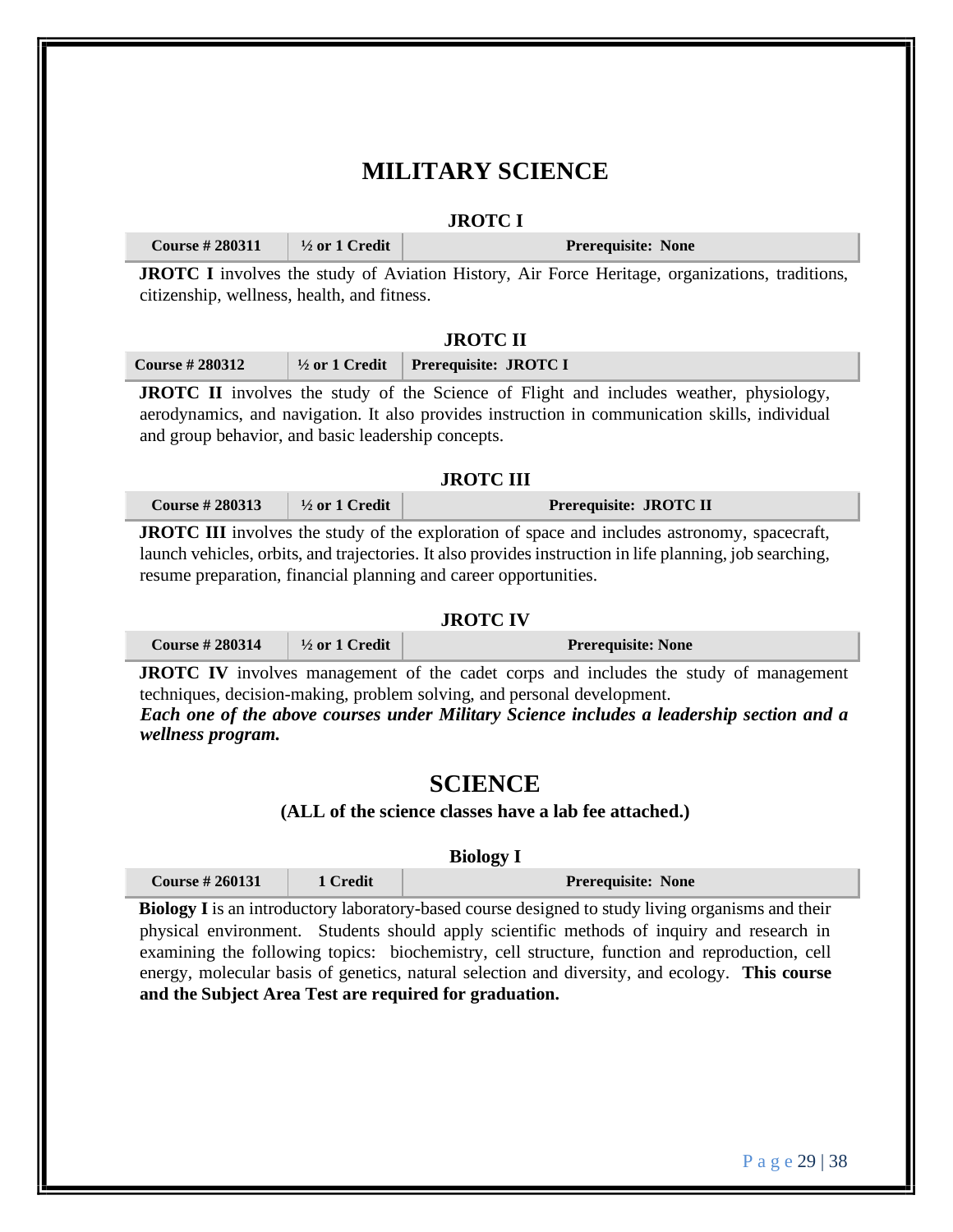# MILITARY SCIENCE

### JROTC I

| Course # 280311 | ½ or 1 Credit | Prerequisite: None |
|---|---|---|

**JROTC I** involves the study of Aviation History, Air Force Heritage, organizations, traditions, citizenship, wellness, health, and fitness.

### JROTC II

| Course # 280312 | ½ or 1 Credit | Prerequisite: JROTC I |
|---|---|---|

**JROTC II** involves the study of the Science of Flight and includes weather, physiology, aerodynamics, and navigation. It also provides instruction in communication skills, individual and group behavior, and basic leadership concepts.

### JROTC III

| Course # 280313 | ½ or 1 Credit | Prerequisite: JROTC II |
|---|---|---|

**JROTC III** involves the study of the exploration of space and includes astronomy, spacecraft, launch vehicles, orbits, and trajectories. It also provides instruction in life planning, job searching, resume preparation, financial planning and career opportunities.

### JROTC IV

| Course # 280314 | ½ or 1 Credit | Prerequisite: None |
|---|---|---|

**JROTC IV** involves management of the cadet corps and includes the study of management techniques, decision-making, problem solving, and personal development.

***Each one of the above courses under Military Science includes a leadership section and a wellness program.***

# SCIENCE

**(ALL of the science classes have a lab fee attached.)**

### Biology I

| Course # 260131 | 1 Credit | Prerequisite: None |
|---|---|---|

**Biology I** is an introductory laboratory-based course designed to study living organisms and their physical environment. Students should apply scientific methods of inquiry and research in examining the following topics: biochemistry, cell structure, function and reproduction, cell energy, molecular basis of genetics, natural selection and diversity, and ecology. **This course and the Subject Area Test are required for graduation.**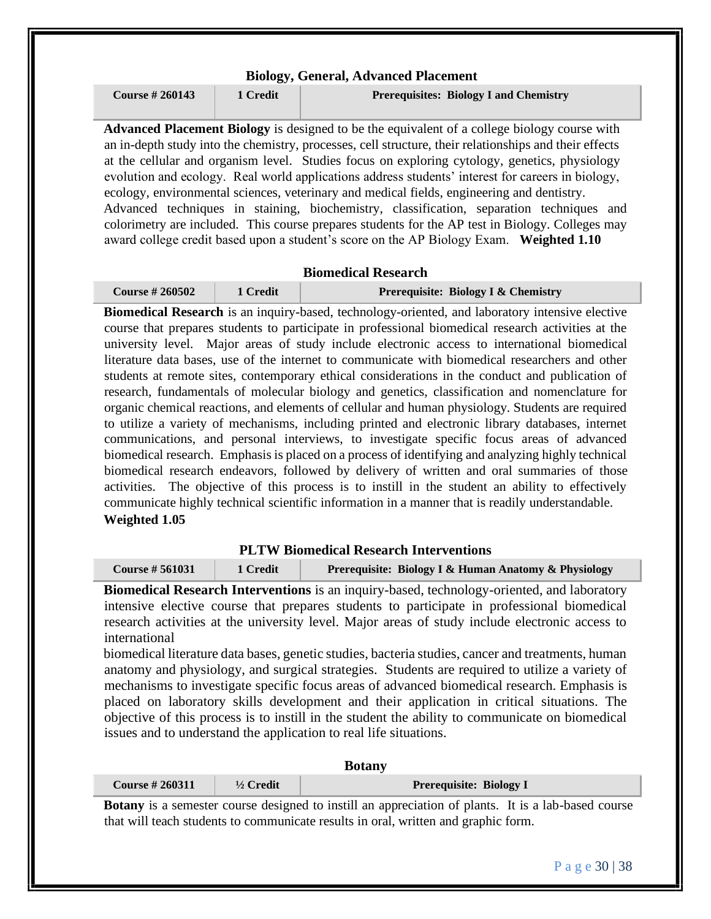### Biology, General, Advanced Placement

| Course # 260143 | 1 Credit | Prerequisites: Biology I and Chemistry |
|---|---|---|

**Advanced Placement Biology** is designed to be the equivalent of a college biology course with an in-depth study into the chemistry, processes, cell structure, their relationships and their effects at the cellular and organism level. Studies focus on exploring cytology, genetics, physiology evolution and ecology. Real world applications address students' interest for careers in biology, ecology, environmental sciences, veterinary and medical fields, engineering and dentistry. Advanced techniques in staining, biochemistry, classification, separation techniques and colorimetry are included. This course prepares students for the AP test in Biology. Colleges may award college credit based upon a student's score on the AP Biology Exam. **Weighted 1.10**

### Biomedical Research

| Course # 260502 | 1 Credit | Prerequisite: Biology I & Chemistry |
|---|---|---|

**Biomedical Research** is an inquiry-based, technology-oriented, and laboratory intensive elective course that prepares students to participate in professional biomedical research activities at the university level. Major areas of study include electronic access to international biomedical literature data bases, use of the internet to communicate with biomedical researchers and other students at remote sites, contemporary ethical considerations in the conduct and publication of research, fundamentals of molecular biology and genetics, classification and nomenclature for organic chemical reactions, and elements of cellular and human physiology. Students are required to utilize a variety of mechanisms, including printed and electronic library databases, internet communications, and personal interviews, to investigate specific focus areas of advanced biomedical research. Emphasis is placed on a process of identifying and analyzing highly technical biomedical research endeavors, followed by delivery of written and oral summaries of those activities. The objective of this process is to instill in the student an ability to effectively communicate highly technical scientific information in a manner that is readily understandable.
**Weighted 1.05**

### PLTW Biomedical Research Interventions

| Course # 561031 | 1 Credit | Prerequisite: Biology I & Human Anatomy & Physiology |
|---|---|---|

**Biomedical Research Interventions** is an inquiry-based, technology-oriented, and laboratory intensive elective course that prepares students to participate in professional biomedical research activities at the university level. Major areas of study include electronic access to international
biomedical literature data bases, genetic studies, bacteria studies, cancer and treatments, human anatomy and physiology, and surgical strategies. Students are required to utilize a variety of mechanisms to investigate specific focus areas of advanced biomedical research. Emphasis is placed on laboratory skills development and their application in critical situations. The objective of this process is to instill in the student the ability to communicate on biomedical issues and to understand the application to real life situations.

### Botany

| Course # 260311 | ½ Credit | Prerequisite: Biology I |
|---|---|---|

**Botany** is a semester course designed to instill an appreciation of plants. It is a lab-based course that will teach students to communicate results in oral, written and graphic form.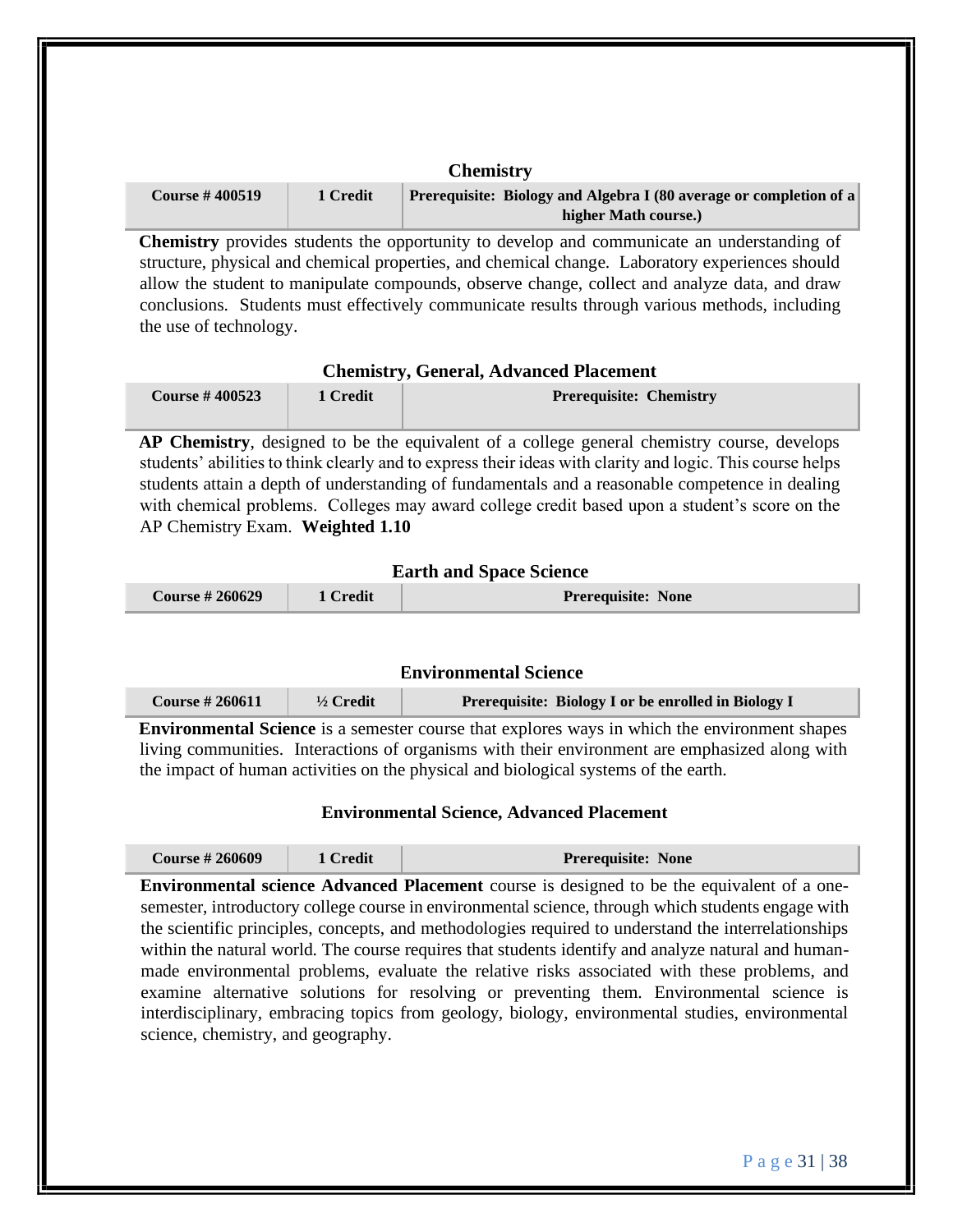### Chemistry

| Course # 400519 | 1 Credit | Prerequisite: Biology and Algebra I (80 average or completion of a higher Math course.) |
|---|---|---|

**Chemistry** provides students the opportunity to develop and communicate an understanding of structure, physical and chemical properties, and chemical change. Laboratory experiences should allow the student to manipulate compounds, observe change, collect and analyze data, and draw conclusions. Students must effectively communicate results through various methods, including the use of technology.

### Chemistry, General, Advanced Placement

| Course # 400523 | 1 Credit | Prerequisite: Chemistry |
|---|---|---|

**AP Chemistry**, designed to be the equivalent of a college general chemistry course, develops students' abilities to think clearly and to express their ideas with clarity and logic. This course helps students attain a depth of understanding of fundamentals and a reasonable competence in dealing with chemical problems. Colleges may award college credit based upon a student's score on the AP Chemistry Exam. **Weighted 1.10**

### Earth and Space Science

| Course # 260629 | 1 Credit | Prerequisite: None |
|---|---|---|

### Environmental Science

| Course # 260611 | ½ Credit | Prerequisite: Biology I or be enrolled in Biology I |
|---|---|---|

**Environmental Science** is a semester course that explores ways in which the environment shapes living communities. Interactions of organisms with their environment are emphasized along with the impact of human activities on the physical and biological systems of the earth.

### Environmental Science, Advanced Placement

| Course # 260609 | 1 Credit | Prerequisite: None |
|---|---|---|

**Environmental science Advanced Placement** course is designed to be the equivalent of a one-semester, introductory college course in environmental science, through which students engage with the scientific principles, concepts, and methodologies required to understand the interrelationships within the natural world. The course requires that students identify and analyze natural and human-made environmental problems, evaluate the relative risks associated with these problems, and examine alternative solutions for resolving or preventing them. Environmental science is interdisciplinary, embracing topics from geology, biology, environmental studies, environmental science, chemistry, and geography.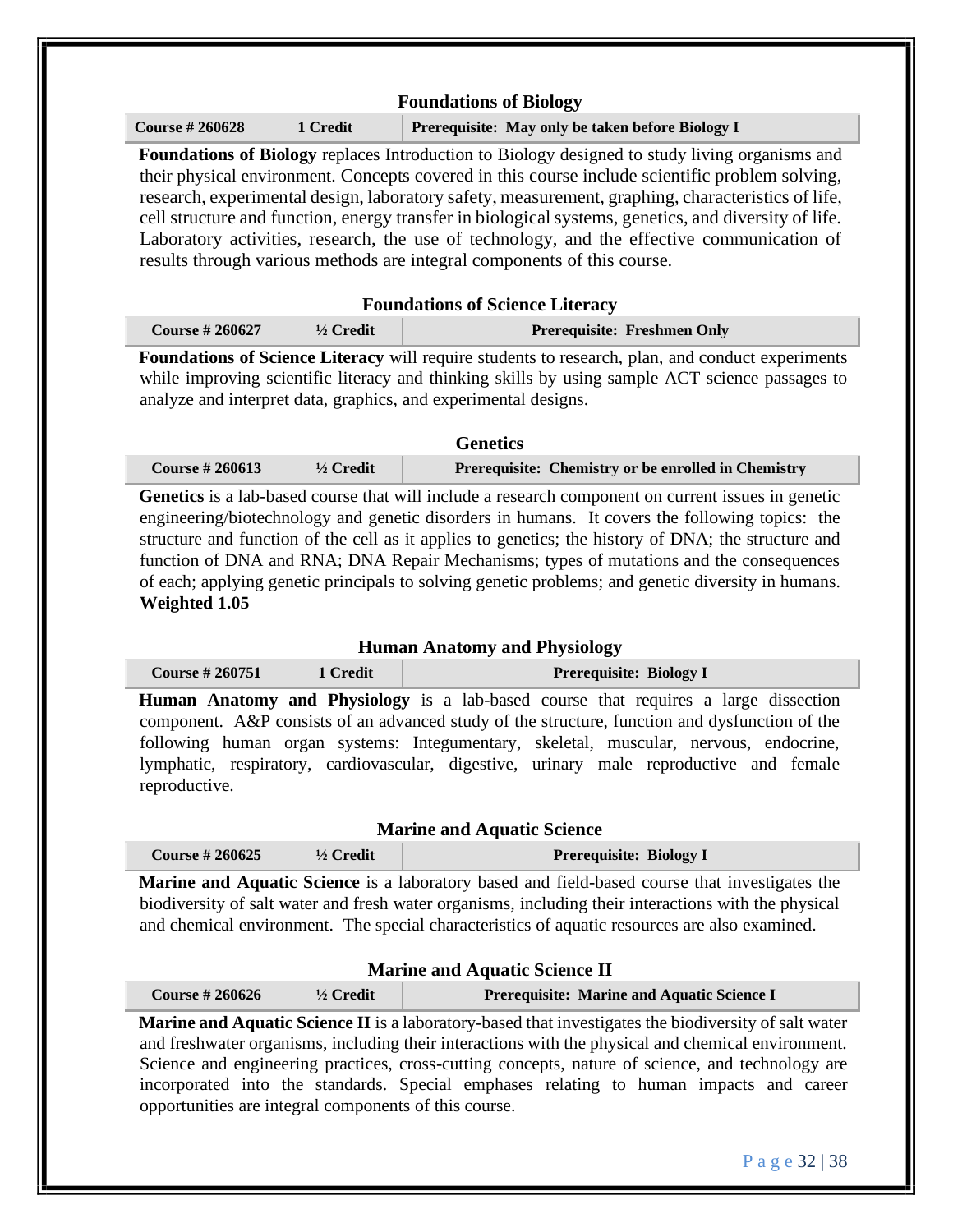### Foundations of Biology

| Course # 260628 | 1 Credit | Prerequisite: May only be taken before Biology I |
|---|---|---|

**Foundations of Biology** replaces Introduction to Biology designed to study living organisms and their physical environment. Concepts covered in this course include scientific problem solving, research, experimental design, laboratory safety, measurement, graphing, characteristics of life, cell structure and function, energy transfer in biological systems, genetics, and diversity of life. Laboratory activities, research, the use of technology, and the effective communication of results through various methods are integral components of this course.

### Foundations of Science Literacy

| Course # 260627 | ½ Credit | Prerequisite: Freshmen Only |
|---|---|---|

**Foundations of Science Literacy** will require students to research, plan, and conduct experiments while improving scientific literacy and thinking skills by using sample ACT science passages to analyze and interpret data, graphics, and experimental designs.

### Genetics

| Course # 260613 | ½ Credit | Prerequisite: Chemistry or be enrolled in Chemistry |
|---|---|---|

**Genetics** is a lab-based course that will include a research component on current issues in genetic engineering/biotechnology and genetic disorders in humans. It covers the following topics: the structure and function of the cell as it applies to genetics; the history of DNA; the structure and function of DNA and RNA; DNA Repair Mechanisms; types of mutations and the consequences of each; applying genetic principals to solving genetic problems; and genetic diversity in humans. **Weighted 1.05**

### Human Anatomy and Physiology

| Course # 260751 | 1 Credit | Prerequisite: Biology I |
|---|---|---|

**Human Anatomy and Physiology** is a lab-based course that requires a large dissection component. A&P consists of an advanced study of the structure, function and dysfunction of the following human organ systems: Integumentary, skeletal, muscular, nervous, endocrine, lymphatic, respiratory, cardiovascular, digestive, urinary male reproductive and female reproductive.

### Marine and Aquatic Science

| Course # 260625 | ½ Credit | Prerequisite: Biology I |
|---|---|---|

**Marine and Aquatic Science** is a laboratory based and field-based course that investigates the biodiversity of salt water and fresh water organisms, including their interactions with the physical and chemical environment. The special characteristics of aquatic resources are also examined.

### Marine and Aquatic Science II

| Course # 260626 | ½ Credit | Prerequisite: Marine and Aquatic Science I |
|---|---|---|

**Marine and Aquatic Science II** is a laboratory-based that investigates the biodiversity of salt water and freshwater organisms, including their interactions with the physical and chemical environment. Science and engineering practices, cross-cutting concepts, nature of science, and technology are incorporated into the standards. Special emphases relating to human impacts and career opportunities are integral components of this course.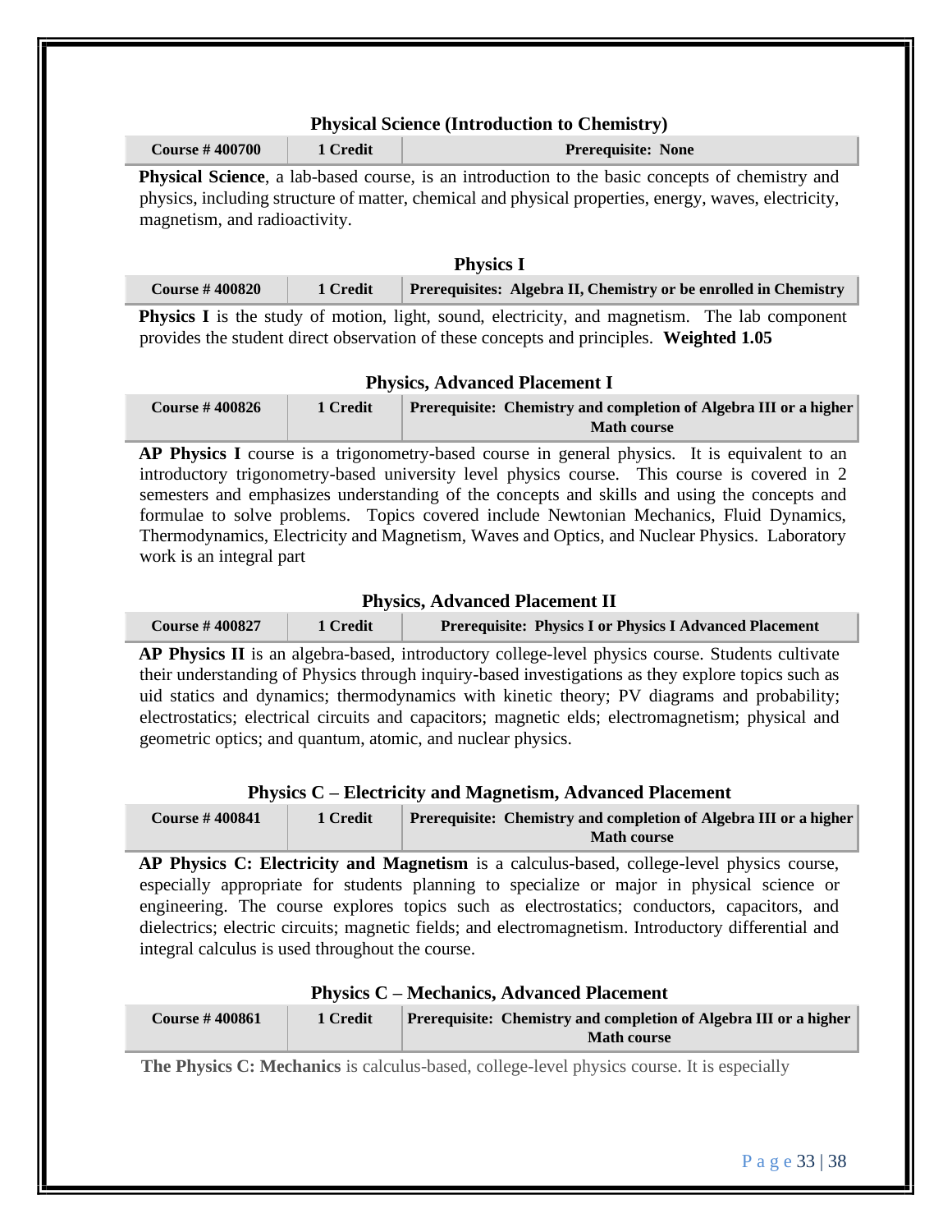### Physical Science (Introduction to Chemistry)

| Course # 400700 | 1 Credit | Prerequisite: None |
|---|---|---|

**Physical Science**, a lab-based course, is an introduction to the basic concepts of chemistry and physics, including structure of matter, chemical and physical properties, energy, waves, electricity, magnetism, and radioactivity.

### Physics I

| Course # 400820 | 1 Credit | Prerequisites: Algebra II, Chemistry or be enrolled in Chemistry |
|---|---|---|

**Physics I** is the study of motion, light, sound, electricity, and magnetism. The lab component provides the student direct observation of these concepts and principles. **Weighted 1.05**

### Physics, Advanced Placement I

| Course # 400826 | 1 Credit | Prerequisite: Chemistry and completion of Algebra III or a higher Math course |
|---|---|---|

**AP Physics I** course is a trigonometry-based course in general physics. It is equivalent to an introductory trigonometry-based university level physics course. This course is covered in 2 semesters and emphasizes understanding of the concepts and skills and using the concepts and formulae to solve problems. Topics covered include Newtonian Mechanics, Fluid Dynamics, Thermodynamics, Electricity and Magnetism, Waves and Optics, and Nuclear Physics. Laboratory work is an integral part

### Physics, Advanced Placement II

| Course # 400827 | 1 Credit | Prerequisite: Physics I or Physics I Advanced Placement |
|---|---|---|

**AP Physics II** is an algebra-based, introductory college-level physics course. Students cultivate their understanding of Physics through inquiry-based investigations as they explore topics such as uid statics and dynamics; thermodynamics with kinetic theory; PV diagrams and probability; electrostatics; electrical circuits and capacitors; magnetic elds; electromagnetism; physical and geometric optics; and quantum, atomic, and nuclear physics.

### Physics C – Electricity and Magnetism, Advanced Placement

| Course # 400841 | 1 Credit | Prerequisite: Chemistry and completion of Algebra III or a higher Math course |
|---|---|---|

**AP Physics C: Electricity and Magnetism** is a calculus-based, college-level physics course, especially appropriate for students planning to specialize or major in physical science or engineering. The course explores topics such as electrostatics; conductors, capacitors, and dielectrics; electric circuits; magnetic fields; and electromagnetism. Introductory differential and integral calculus is used throughout the course.

### Physics C – Mechanics, Advanced Placement

| Course # 400861 | 1 Credit | Prerequisite: Chemistry and completion of Algebra III or a higher Math course |
|---|---|---|

**The Physics C: Mechanics** is calculus-based, college-level physics course. It is especially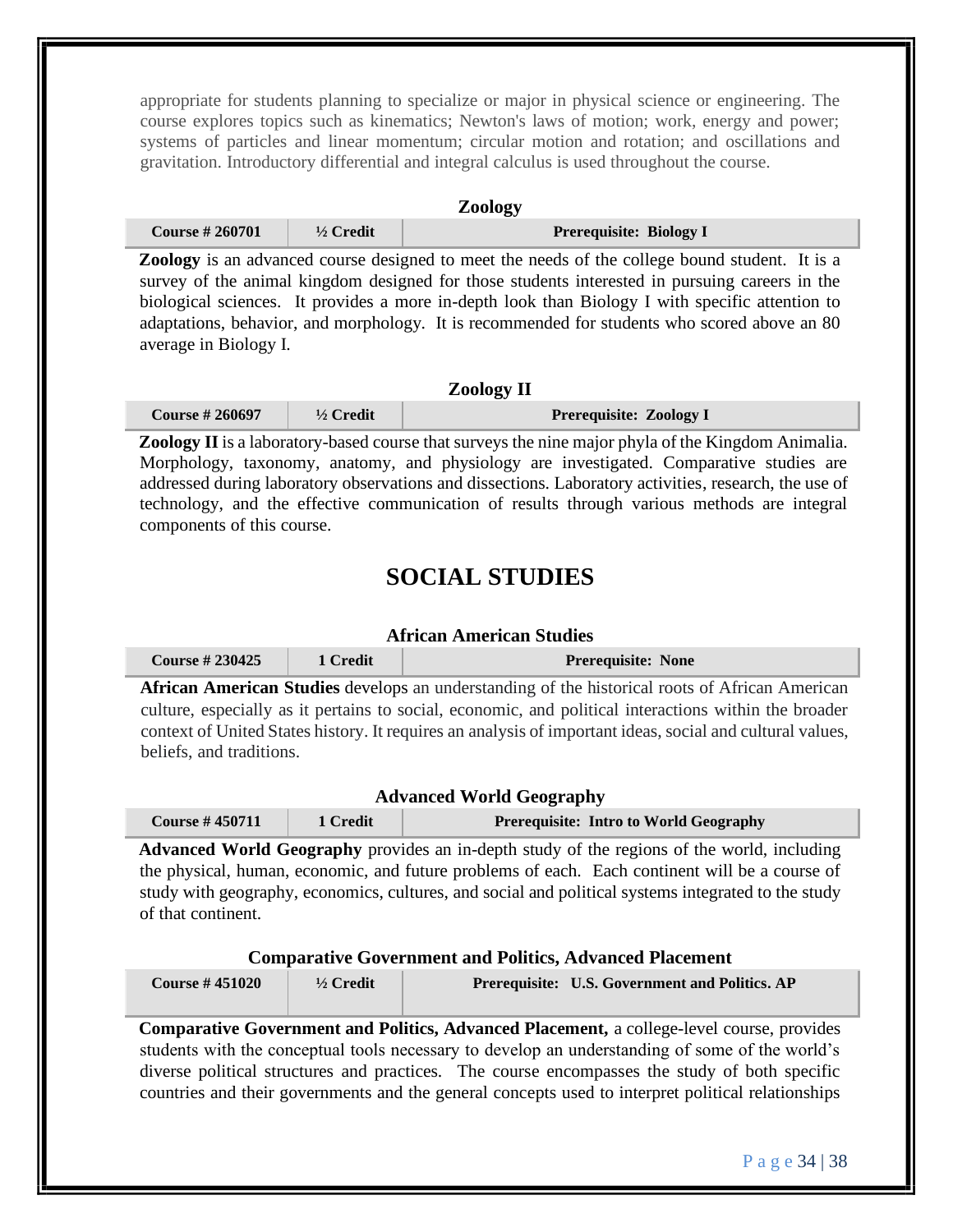appropriate for students planning to specialize or major in physical science or engineering. The course explores topics such as kinematics; Newton's laws of motion; work, energy and power; systems of particles and linear momentum; circular motion and rotation; and oscillations and gravitation. Introductory differential and integral calculus is used throughout the course.

### Zoology

| Course # 260701 | ½ Credit | Prerequisite: Biology I |
|---|---|---|

**Zoology** is an advanced course designed to meet the needs of the college bound student. It is a survey of the animal kingdom designed for those students interested in pursuing careers in the biological sciences. It provides a more in-depth look than Biology I with specific attention to adaptations, behavior, and morphology. It is recommended for students who scored above an 80 average in Biology I.

### Zoology II

| Course # 260697 | ½ Credit | Prerequisite: Zoology I |
|---|---|---|

**Zoology II** is a laboratory-based course that surveys the nine major phyla of the Kingdom Animalia. Morphology, taxonomy, anatomy, and physiology are investigated. Comparative studies are addressed during laboratory observations and dissections. Laboratory activities, research, the use of technology, and the effective communication of results through various methods are integral components of this course.

## SOCIAL STUDIES

### African American Studies

| Course # 230425 | 1 Credit | Prerequisite: None |
|---|---|---|

**African American Studies** develops an understanding of the historical roots of African American culture, especially as it pertains to social, economic, and political interactions within the broader context of United States history. It requires an analysis of important ideas, social and cultural values, beliefs, and traditions.

### Advanced World Geography

| Course # 450711 | 1 Credit | Prerequisite: Intro to World Geography |
|---|---|---|

**Advanced World Geography** provides an in-depth study of the regions of the world, including the physical, human, economic, and future problems of each. Each continent will be a course of study with geography, economics, cultures, and social and political systems integrated to the study of that continent.

### Comparative Government and Politics, Advanced Placement

| Course # 451020 | ½ Credit | Prerequisite: U.S. Government and Politics. AP |
|---|---|---|

**Comparative Government and Politics, Advanced Placement,** a college-level course, provides students with the conceptual tools necessary to develop an understanding of some of the world's diverse political structures and practices. The course encompasses the study of both specific countries and their governments and the general concepts used to interpret political relationships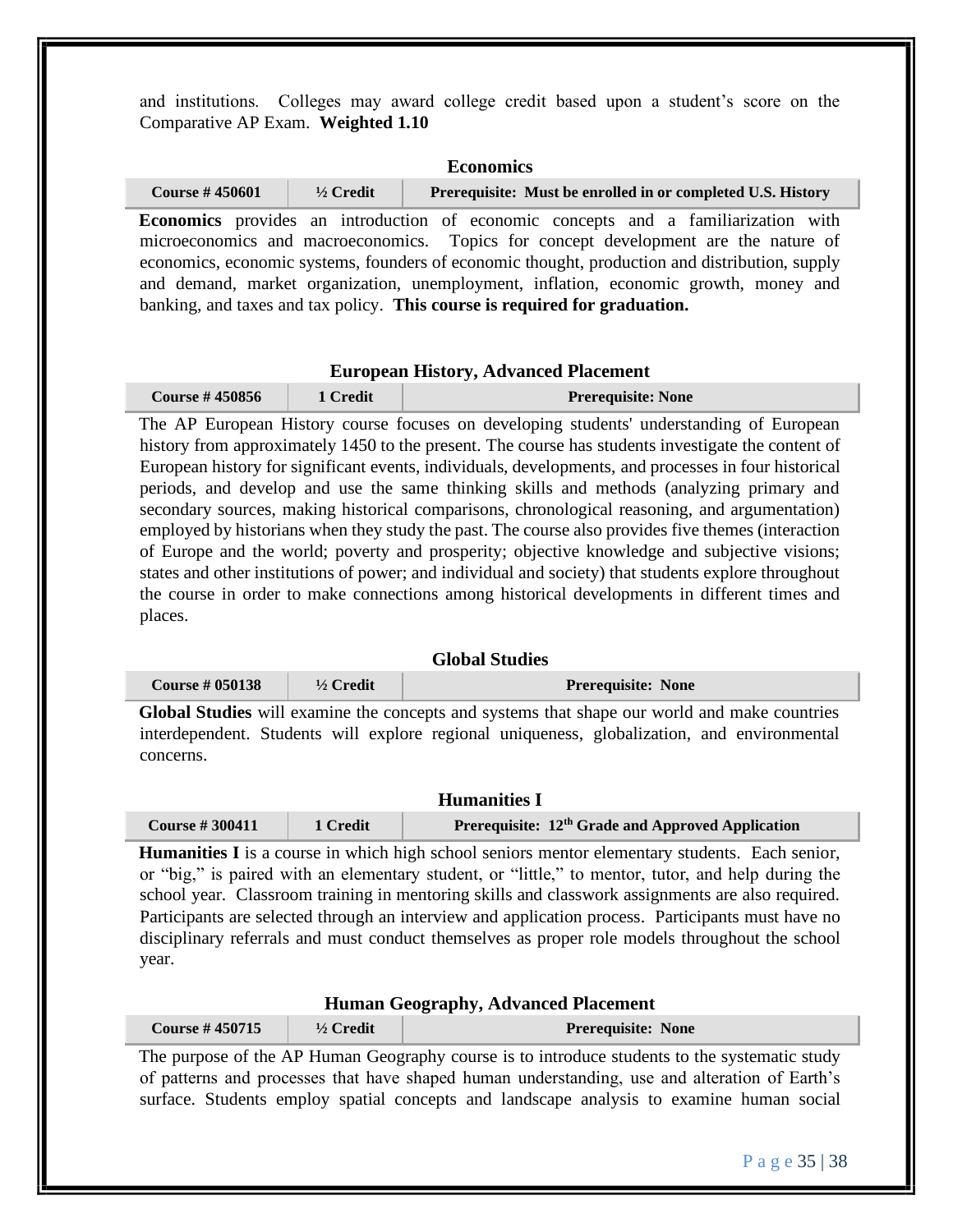and institutions. Colleges may award college credit based upon a student's score on the Comparative AP Exam. **Weighted 1.10**

### Economics

| Course # 450601 | ½ Credit | Prerequisite: Must be enrolled in or completed U.S. History |
|---|---|---|

**Economics** provides an introduction of economic concepts and a familiarization with microeconomics and macroeconomics. Topics for concept development are the nature of economics, economic systems, founders of economic thought, production and distribution, supply and demand, market organization, unemployment, inflation, economic growth, money and banking, and taxes and tax policy. **This course is required for graduation.**

### European History, Advanced Placement

| Course # 450856 | 1 Credit | Prerequisite: None |
|---|---|---|

The AP European History course focuses on developing students' understanding of European history from approximately 1450 to the present. The course has students investigate the content of European history for significant events, individuals, developments, and processes in four historical periods, and develop and use the same thinking skills and methods (analyzing primary and secondary sources, making historical comparisons, chronological reasoning, and argumentation) employed by historians when they study the past. The course also provides five themes (interaction of Europe and the world; poverty and prosperity; objective knowledge and subjective visions; states and other institutions of power; and individual and society) that students explore throughout the course in order to make connections among historical developments in different times and places.

### Global Studies

| Course # 050138 | ½ Credit | Prerequisite: None |
|---|---|---|

**Global Studies** will examine the concepts and systems that shape our world and make countries interdependent. Students will explore regional uniqueness, globalization, and environmental concerns.

### Humanities I

| Course # 300411 | 1 Credit | Prerequisite: 12th Grade and Approved Application |
|---|---|---|

**Humanities I** is a course in which high school seniors mentor elementary students. Each senior, or "big," is paired with an elementary student, or "little," to mentor, tutor, and help during the school year. Classroom training in mentoring skills and classwork assignments are also required. Participants are selected through an interview and application process. Participants must have no disciplinary referrals and must conduct themselves as proper role models throughout the school year.

### Human Geography, Advanced Placement

| Course # 450715 | ½ Credit | Prerequisite: None |
|---|---|---|

The purpose of the AP Human Geography course is to introduce students to the systematic study of patterns and processes that have shaped human understanding, use and alteration of Earth's surface. Students employ spatial concepts and landscape analysis to examine human social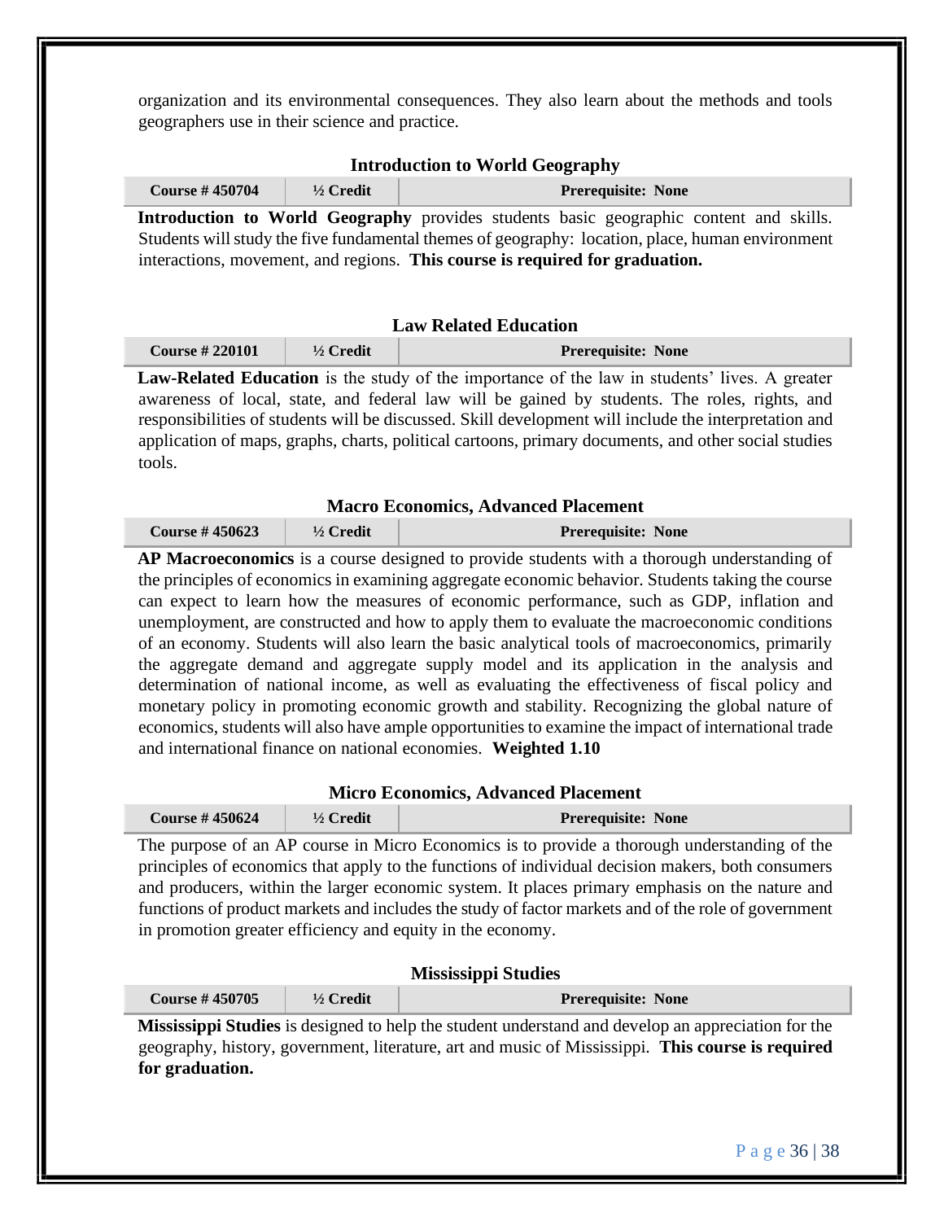organization and its environmental consequences. They also learn about the methods and tools geographers use in their science and practice.

### Introduction to World Geography

| Course # 450704 | ½ Credit | Prerequisite: None |
|---|---|---|

**Introduction to World Geography** provides students basic geographic content and skills. Students will study the five fundamental themes of geography: location, place, human environment interactions, movement, and regions. **This course is required for graduation.**

### Law Related Education

| Course # 220101 | ½ Credit | Prerequisite: None |
|---|---|---|

**Law-Related Education** is the study of the importance of the law in students' lives. A greater awareness of local, state, and federal law will be gained by students. The roles, rights, and responsibilities of students will be discussed. Skill development will include the interpretation and application of maps, graphs, charts, political cartoons, primary documents, and other social studies tools.

### Macro Economics, Advanced Placement

| Course # 450623 | ½ Credit | Prerequisite: None |
|---|---|---|

**AP Macroeconomics** is a course designed to provide students with a thorough understanding of the principles of economics in examining aggregate economic behavior. Students taking the course can expect to learn how the measures of economic performance, such as GDP, inflation and unemployment, are constructed and how to apply them to evaluate the macroeconomic conditions of an economy. Students will also learn the basic analytical tools of macroeconomics, primarily the aggregate demand and aggregate supply model and its application in the analysis and determination of national income, as well as evaluating the effectiveness of fiscal policy and monetary policy in promoting economic growth and stability. Recognizing the global nature of economics, students will also have ample opportunities to examine the impact of international trade and international finance on national economies. **Weighted 1.10**

### Micro Economics, Advanced Placement

| Course # 450624 | ½ Credit | Prerequisite: None |
|---|---|---|

The purpose of an AP course in Micro Economics is to provide a thorough understanding of the principles of economics that apply to the functions of individual decision makers, both consumers and producers, within the larger economic system. It places primary emphasis on the nature and functions of product markets and includes the study of factor markets and of the role of government in promotion greater efficiency and equity in the economy.

### Mississippi Studies

| Course # 450705 | ½ Credit | Prerequisite: None |
|---|---|---|

**Mississippi Studies** is designed to help the student understand and develop an appreciation for the geography, history, government, literature, art and music of Mississippi. **This course is required for graduation.**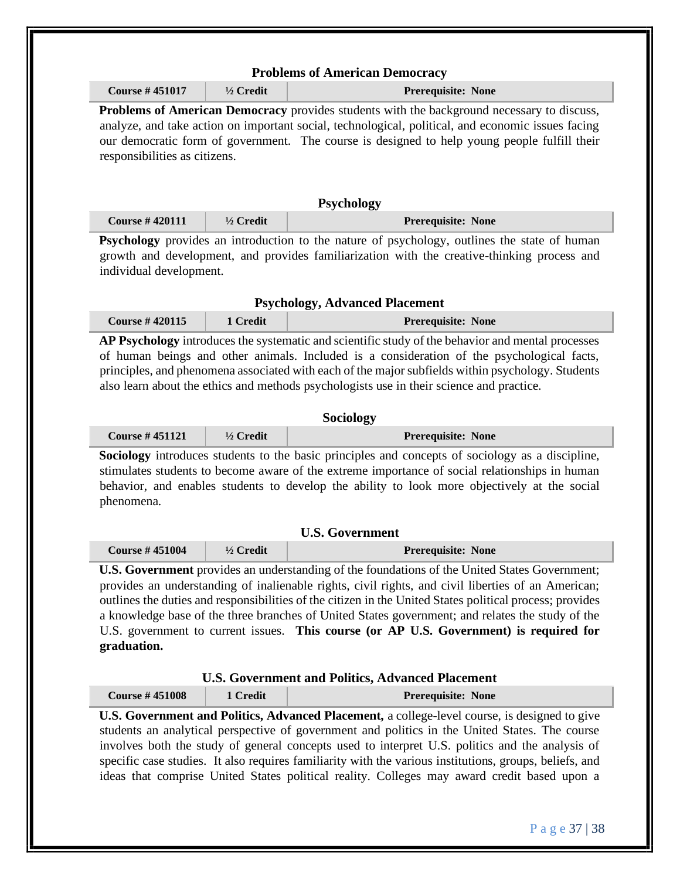### Problems of American Democracy

| Course # 451017 | ½ Credit | Prerequisite: None |
|---|---|---|

**Problems of American Democracy** provides students with the background necessary to discuss, analyze, and take action on important social, technological, political, and economic issues facing our democratic form of government. The course is designed to help young people fulfill their responsibilities as citizens.

### Psychology

| Course # 420111 | ½ Credit | Prerequisite: None |
|---|---|---|

**Psychology** provides an introduction to the nature of psychology, outlines the state of human growth and development, and provides familiarization with the creative-thinking process and individual development.

### Psychology, Advanced Placement

| Course # 420115 | 1 Credit | Prerequisite: None |
|---|---|---|

**AP Psychology** introduces the systematic and scientific study of the behavior and mental processes of human beings and other animals. Included is a consideration of the psychological facts, principles, and phenomena associated with each of the major subfields within psychology. Students also learn about the ethics and methods psychologists use in their science and practice.

### Sociology

| Course # 451121 | ½ Credit | Prerequisite: None |
|---|---|---|

**Sociology** introduces students to the basic principles and concepts of sociology as a discipline, stimulates students to become aware of the extreme importance of social relationships in human behavior, and enables students to develop the ability to look more objectively at the social phenomena.

### U.S. Government

| Course # 451004 | ½ Credit | Prerequisite: None |
|---|---|---|

**U.S. Government** provides an understanding of the foundations of the United States Government; provides an understanding of inalienable rights, civil rights, and civil liberties of an American; outlines the duties and responsibilities of the citizen in the United States political process; provides a knowledge base of the three branches of United States government; and relates the study of the U.S. government to current issues. **This course (or AP U.S. Government) is required for graduation.**

### U.S. Government and Politics, Advanced Placement

| Course # 451008 | 1 Credit | Prerequisite: None |
|---|---|---|

**U.S. Government and Politics, Advanced Placement,** a college-level course, is designed to give students an analytical perspective of government and politics in the United States. The course involves both the study of general concepts used to interpret U.S. politics and the analysis of specific case studies. It also requires familiarity with the various institutions, groups, beliefs, and ideas that comprise United States political reality. Colleges may award credit based upon a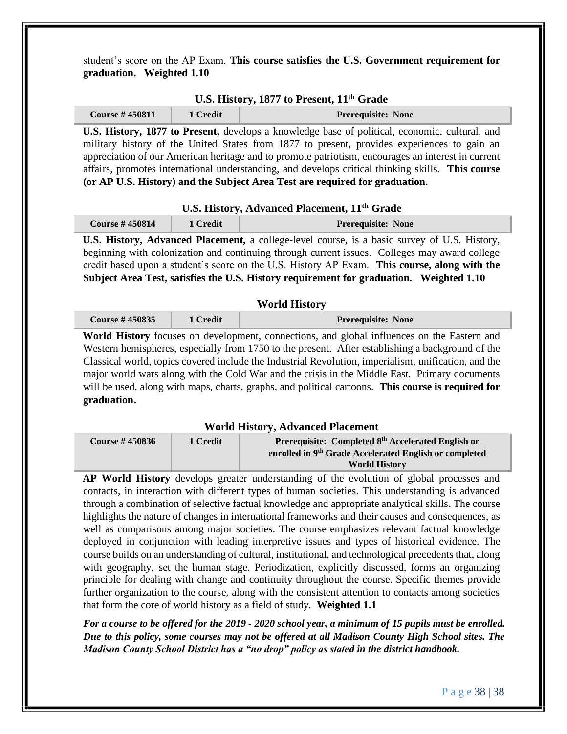student's score on the AP Exam. **This course satisfies the U.S. Government requirement for graduation. Weighted 1.10**

### U.S. History, 1877 to Present, 11th Grade

| Course # 450811 | 1 Credit | Prerequisite: None |
|---|---|---|

**U.S. History, 1877 to Present,** develops a knowledge base of political, economic, cultural, and military history of the United States from 1877 to present, provides experiences to gain an appreciation of our American heritage and to promote patriotism, encourages an interest in current affairs, promotes international understanding, and develops critical thinking skills. **This course (or AP U.S. History) and the Subject Area Test are required for graduation.**

### U.S. History, Advanced Placement, 11th Grade

| Course # 450814 | 1 Credit | Prerequisite: None |
|---|---|---|

**U.S. History, Advanced Placement,** a college-level course, is a basic survey of U.S. History, beginning with colonization and continuing through current issues. Colleges may award college credit based upon a student's score on the U.S. History AP Exam. **This course, along with the Subject Area Test, satisfies the U.S. History requirement for graduation. Weighted 1.10**

### World History

| Course # 450835 | 1 Credit | Prerequisite: None |
|---|---|---|

**World History** focuses on development, connections, and global influences on the Eastern and Western hemispheres, especially from 1750 to the present. After establishing a background of the Classical world, topics covered include the Industrial Revolution, imperialism, unification, and the major world wars along with the Cold War and the crisis in the Middle East. Primary documents will be used, along with maps, charts, graphs, and political cartoons. **This course is required for graduation.**

### World History, Advanced Placement

| Course # 450836 | 1 Credit | Prerequisite: Completed 8th Accelerated English or enrolled in 9th Grade Accelerated English or completed World History |
|---|---|---|

**AP World History** develops greater understanding of the evolution of global processes and contacts, in interaction with different types of human societies. This understanding is advanced through a combination of selective factual knowledge and appropriate analytical skills. The course highlights the nature of changes in international frameworks and their causes and consequences, as well as comparisons among major societies. The course emphasizes relevant factual knowledge deployed in conjunction with leading interpretive issues and types of historical evidence. The course builds on an understanding of cultural, institutional, and technological precedents that, along with geography, set the human stage. Periodization, explicitly discussed, forms an organizing principle for dealing with change and continuity throughout the course. Specific themes provide further organization to the course, along with the consistent attention to contacts among societies that form the core of world history as a field of study. **Weighted 1.1**

***For a course to be offered for the 2019 - 2020 school year, a minimum of 15 pupils must be enrolled. Due to this policy, some courses may not be offered at all Madison County High School sites. The Madison County School District has a "no drop" policy as stated in the district handbook.***